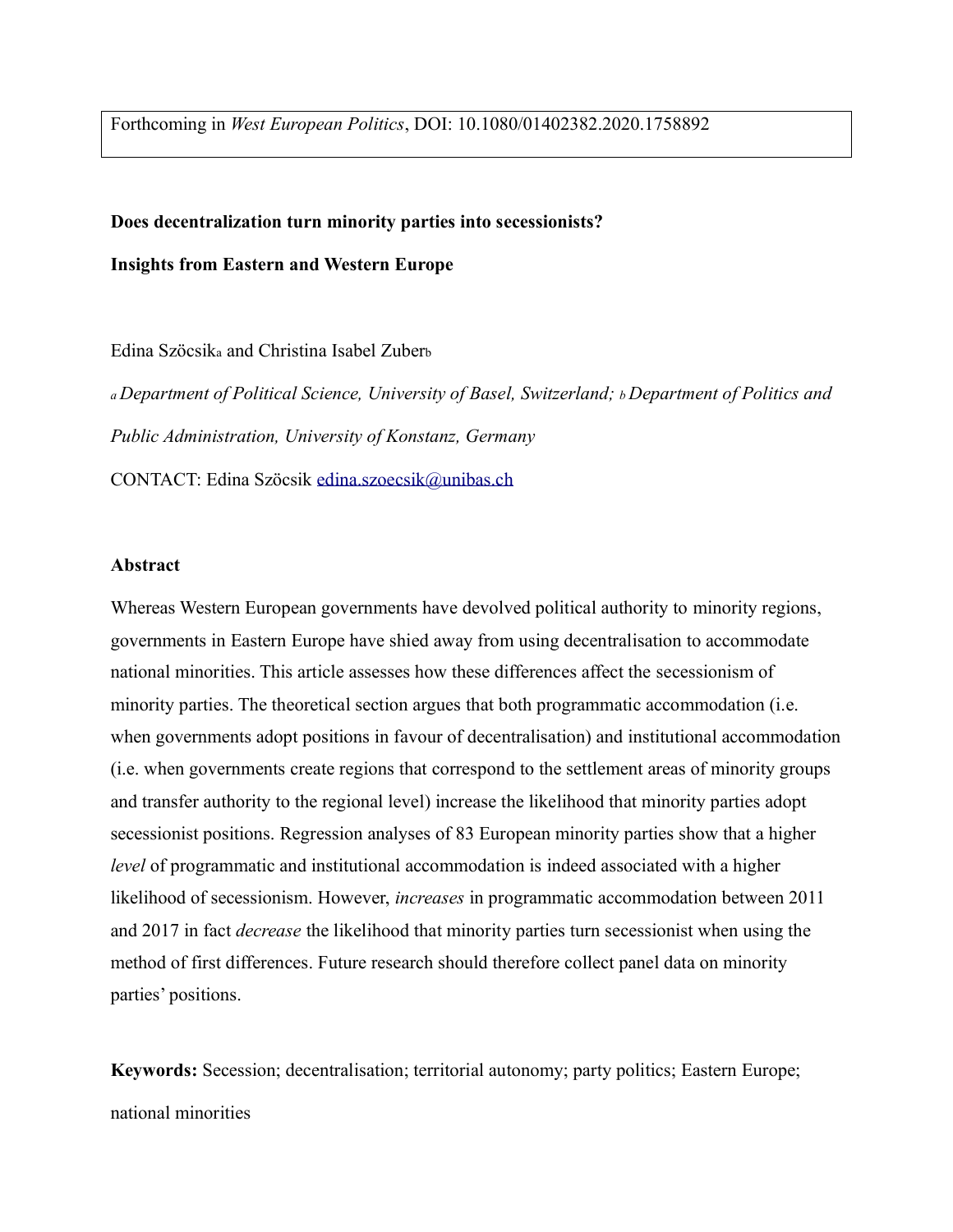Forthcoming in *West European Politics*, DOI: 10.1080/01402382.2020.1758892

**Does decentralization turn minority parties into secessionists?**

**Insights from Eastern and Western Europe**

Edina Szöcsik[a] and Christina Isabel Zuber[b]

[a] *Department of Political Science, University of Basel, Switzerland;* [b] *Department of Politics and Public Administration, University of Konstanz, Germany*

CONTACT: Edina Szöcsik edina.szoecsik@unibas.ch

## Abstract

Whereas Western European governments have devolved political authority to minority regions, governments in Eastern Europe have shied away from using decentralisation to accommodate national minorities. This article assesses how these differences affect the secessionism of minority parties. The theoretical section argues that both programmatic accommodation (i.e. when governments adopt positions in favour of decentralisation) and institutional accommodation (i.e. when governments create regions that correspond to the settlement areas of minority groups and transfer authority to the regional level) increase the likelihood that minority parties adopt secessionist positions. Regression analyses of 83 European minority parties show that a higher *level* of programmatic and institutional accommodation is indeed associated with a higher likelihood of secessionism. However, *increases* in programmatic accommodation between 2011 and 2017 in fact *decrease* the likelihood that minority parties turn secessionist when using the method of first differences. Future research should therefore collect panel data on minority parties' positions.

**Keywords:** Secession; decentralisation; territorial autonomy; party politics; Eastern Europe; national minorities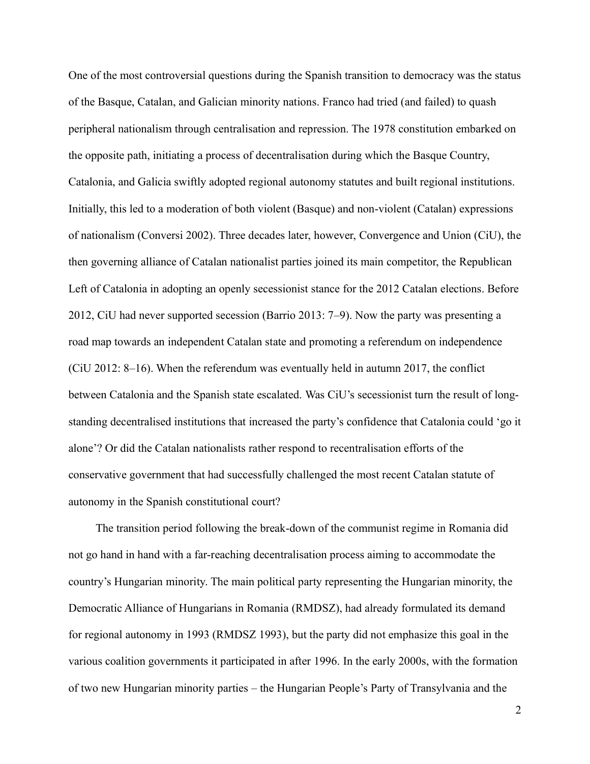One of the most controversial questions during the Spanish transition to democracy was the status of the Basque, Catalan, and Galician minority nations. Franco had tried (and failed) to quash peripheral nationalism through centralisation and repression. The 1978 constitution embarked on the opposite path, initiating a process of decentralisation during which the Basque Country, Catalonia, and Galicia swiftly adopted regional autonomy statutes and built regional institutions. Initially, this led to a moderation of both violent (Basque) and non-violent (Catalan) expressions of nationalism (Conversi 2002). Three decades later, however, Convergence and Union (CiU), the then governing alliance of Catalan nationalist parties joined its main competitor, the Republican Left of Catalonia in adopting an openly secessionist stance for the 2012 Catalan elections. Before 2012, CiU had never supported secession (Barrio 2013: 7–9). Now the party was presenting a road map towards an independent Catalan state and promoting a referendum on independence (CiU 2012: 8–16). When the referendum was eventually held in autumn 2017, the conflict between Catalonia and the Spanish state escalated. Was CiU's secessionist turn the result of long-standing decentralised institutions that increased the party's confidence that Catalonia could 'go it alone'? Or did the Catalan nationalists rather respond to recentralisation efforts of the conservative government that had successfully challenged the most recent Catalan statute of autonomy in the Spanish constitutional court?

The transition period following the break-down of the communist regime in Romania did not go hand in hand with a far-reaching decentralisation process aiming to accommodate the country's Hungarian minority. The main political party representing the Hungarian minority, the Democratic Alliance of Hungarians in Romania (RMDSZ), had already formulated its demand for regional autonomy in 1993 (RMDSZ 1993), but the party did not emphasize this goal in the various coalition governments it participated in after 1996. In the early 2000s, with the formation of two new Hungarian minority parties – the Hungarian People's Party of Transylvania and the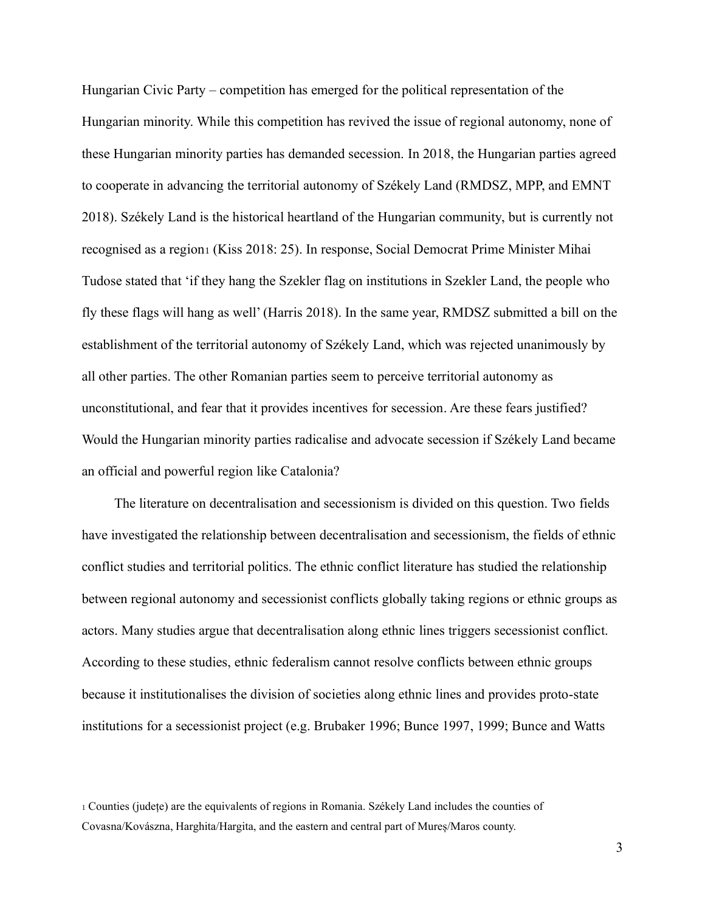Hungarian Civic Party – competition has emerged for the political representation of the Hungarian minority. While this competition has revived the issue of regional autonomy, none of these Hungarian minority parties has demanded secession. In 2018, the Hungarian parties agreed to cooperate in advancing the territorial autonomy of Székely Land (RMDSZ, MPP, and EMNT 2018). Székely Land is the historical heartland of the Hungarian community, but is currently not recognised as a region[1] (Kiss 2018: 25). In response, Social Democrat Prime Minister Mihai Tudose stated that 'if they hang the Szekler flag on institutions in Szekler Land, the people who fly these flags will hang as well' (Harris 2018). In the same year, RMDSZ submitted a bill on the establishment of the territorial autonomy of Székely Land, which was rejected unanimously by all other parties. The other Romanian parties seem to perceive territorial autonomy as unconstitutional, and fear that it provides incentives for secession. Are these fears justified? Would the Hungarian minority parties radicalise and advocate secession if Székely Land became an official and powerful region like Catalonia?

The literature on decentralisation and secessionism is divided on this question. Two fields have investigated the relationship between decentralisation and secessionism, the fields of ethnic conflict studies and territorial politics. The ethnic conflict literature has studied the relationship between regional autonomy and secessionist conflicts globally taking regions or ethnic groups as actors. Many studies argue that decentralisation along ethnic lines triggers secessionist conflict. According to these studies, ethnic federalism cannot resolve conflicts between ethnic groups because it institutionalises the division of societies along ethnic lines and provides proto-state institutions for a secessionist project (e.g. Brubaker 1996; Bunce 1997, 1999; Bunce and Watts

[1] Counties (județe) are the equivalents of regions in Romania. Székely Land includes the counties of Covasna/Kovászna, Harghita/Hargita, and the eastern and central part of Mureș/Maros county.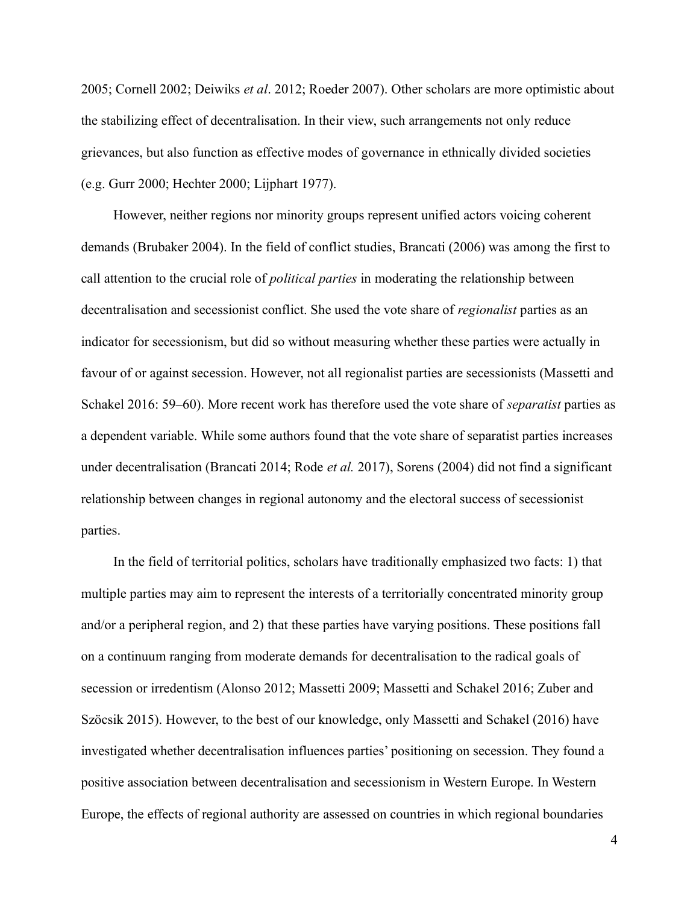2005; Cornell 2002; Deiwiks *et al*. 2012; Roeder 2007). Other scholars are more optimistic about the stabilizing effect of decentralisation. In their view, such arrangements not only reduce grievances, but also function as effective modes of governance in ethnically divided societies (e.g. Gurr 2000; Hechter 2000; Lijphart 1977).

However, neither regions nor minority groups represent unified actors voicing coherent demands (Brubaker 2004). In the field of conflict studies, Brancati (2006) was among the first to call attention to the crucial role of *political parties* in moderating the relationship between decentralisation and secessionist conflict. She used the vote share of *regionalist* parties as an indicator for secessionism, but did so without measuring whether these parties were actually in favour of or against secession. However, not all regionalist parties are secessionists (Massetti and Schakel 2016: 59–60). More recent work has therefore used the vote share of *separatist* parties as a dependent variable. While some authors found that the vote share of separatist parties increases under decentralisation (Brancati 2014; Rode *et al.* 2017), Sorens (2004) did not find a significant relationship between changes in regional autonomy and the electoral success of secessionist parties.

In the field of territorial politics, scholars have traditionally emphasized two facts: 1) that multiple parties may aim to represent the interests of a territorially concentrated minority group and/or a peripheral region, and 2) that these parties have varying positions. These positions fall on a continuum ranging from moderate demands for decentralisation to the radical goals of secession or irredentism (Alonso 2012; Massetti 2009; Massetti and Schakel 2016; Zuber and Szöcsik 2015). However, to the best of our knowledge, only Massetti and Schakel (2016) have investigated whether decentralisation influences parties' positioning on secession. They found a positive association between decentralisation and secessionism in Western Europe. In Western Europe, the effects of regional authority are assessed on countries in which regional boundaries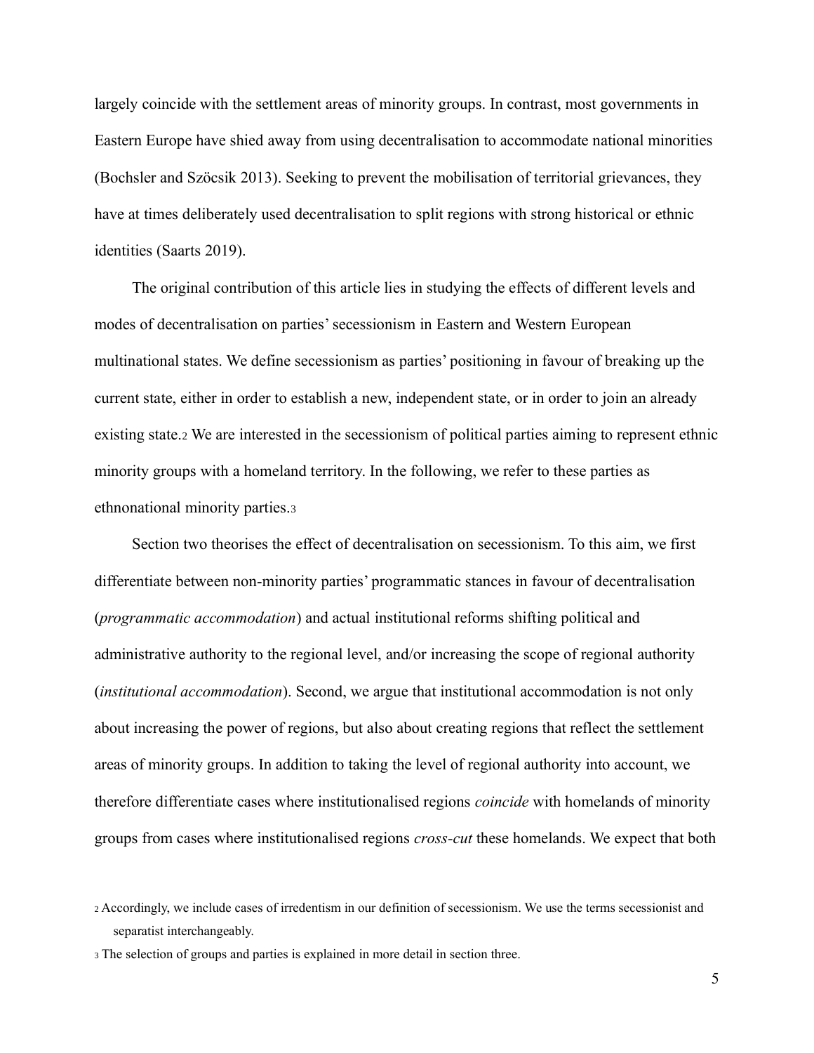largely coincide with the settlement areas of minority groups. In contrast, most governments in Eastern Europe have shied away from using decentralisation to accommodate national minorities (Bochsler and Szöcsik 2013). Seeking to prevent the mobilisation of territorial grievances, they have at times deliberately used decentralisation to split regions with strong historical or ethnic identities (Saarts 2019).

The original contribution of this article lies in studying the effects of different levels and modes of decentralisation on parties' secessionism in Eastern and Western European multinational states. We define secessionism as parties' positioning in favour of breaking up the current state, either in order to establish a new, independent state, or in order to join an already existing state.[2] We are interested in the secessionism of political parties aiming to represent ethnic minority groups with a homeland territory. In the following, we refer to these parties as ethnonational minority parties.[3]

Section two theorises the effect of decentralisation on secessionism. To this aim, we first differentiate between non-minority parties' programmatic stances in favour of decentralisation (*programmatic accommodation*) and actual institutional reforms shifting political and administrative authority to the regional level, and/or increasing the scope of regional authority (*institutional accommodation*). Second, we argue that institutional accommodation is not only about increasing the power of regions, but also about creating regions that reflect the settlement areas of minority groups. In addition to taking the level of regional authority into account, we therefore differentiate cases where institutionalised regions *coincide* with homelands of minority groups from cases where institutionalised regions *cross-cut* these homelands. We expect that both

[2] Accordingly, we include cases of irredentism in our definition of secessionism. We use the terms secessionist and separatist interchangeably.

[3] The selection of groups and parties is explained in more detail in section three.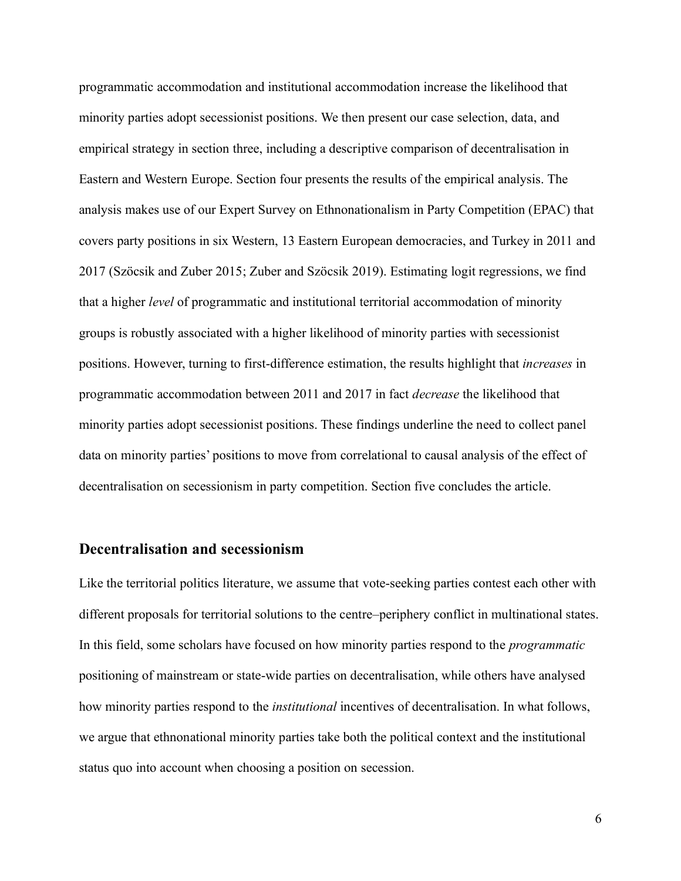programmatic accommodation and institutional accommodation increase the likelihood that minority parties adopt secessionist positions. We then present our case selection, data, and empirical strategy in section three, including a descriptive comparison of decentralisation in Eastern and Western Europe. Section four presents the results of the empirical analysis. The analysis makes use of our Expert Survey on Ethnonationalism in Party Competition (EPAC) that covers party positions in six Western, 13 Eastern European democracies, and Turkey in 2011 and 2017 (Szöcsik and Zuber 2015; Zuber and Szöcsik 2019). Estimating logit regressions, we find that a higher *level* of programmatic and institutional territorial accommodation of minority groups is robustly associated with a higher likelihood of minority parties with secessionist positions. However, turning to first-difference estimation, the results highlight that *increases* in programmatic accommodation between 2011 and 2017 in fact *decrease* the likelihood that minority parties adopt secessionist positions. These findings underline the need to collect panel data on minority parties' positions to move from correlational to causal analysis of the effect of decentralisation on secessionism in party competition. Section five concludes the article.

## Decentralisation and secessionism

Like the territorial politics literature, we assume that vote-seeking parties contest each other with different proposals for territorial solutions to the centre–periphery conflict in multinational states. In this field, some scholars have focused on how minority parties respond to the *programmatic* positioning of mainstream or state-wide parties on decentralisation, while others have analysed how minority parties respond to the *institutional* incentives of decentralisation. In what follows, we argue that ethnonational minority parties take both the political context and the institutional status quo into account when choosing a position on secession.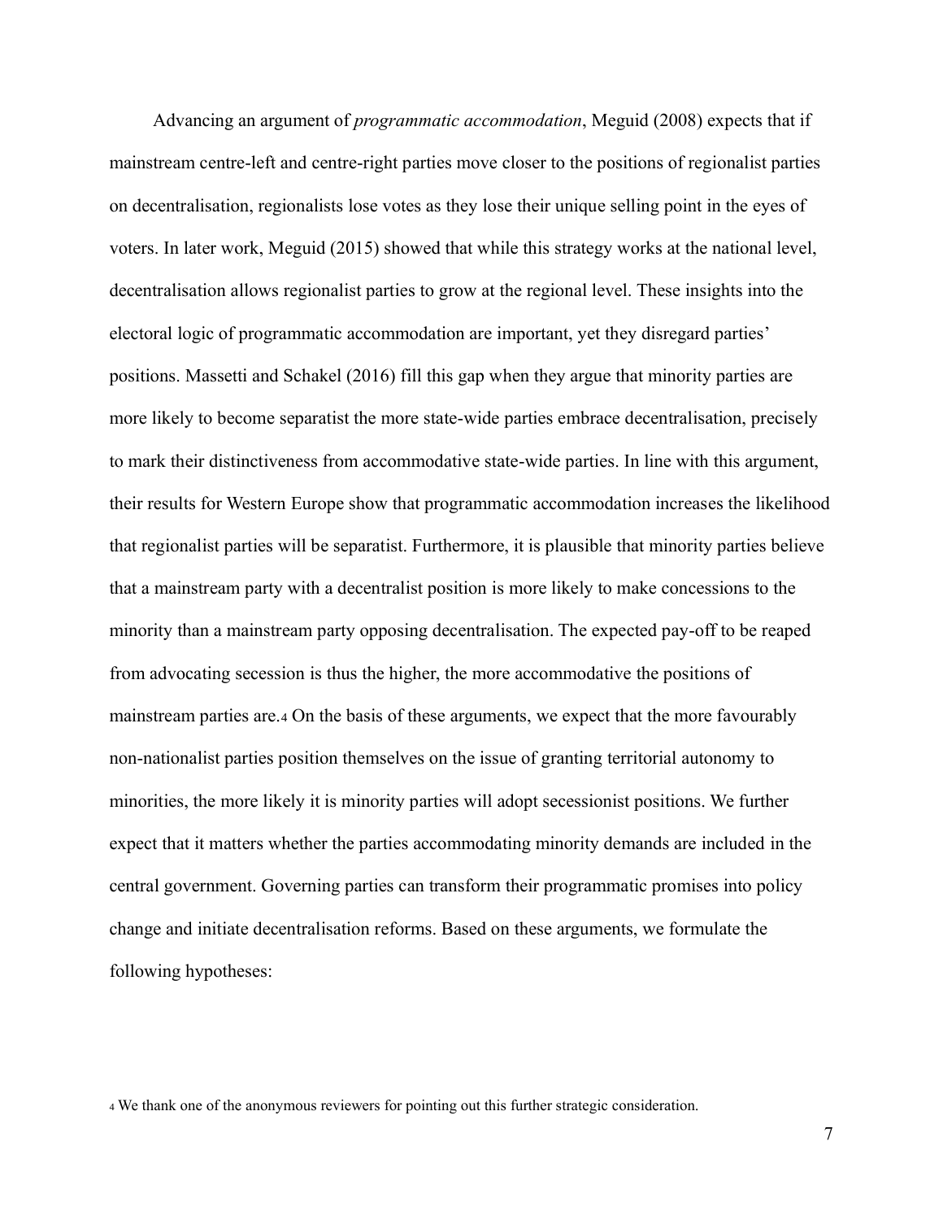Advancing an argument of *programmatic accommodation*, Meguid (2008) expects that if mainstream centre-left and centre-right parties move closer to the positions of regionalist parties on decentralisation, regionalists lose votes as they lose their unique selling point in the eyes of voters. In later work, Meguid (2015) showed that while this strategy works at the national level, decentralisation allows regionalist parties to grow at the regional level. These insights into the electoral logic of programmatic accommodation are important, yet they disregard parties' positions. Massetti and Schakel (2016) fill this gap when they argue that minority parties are more likely to become separatist the more state-wide parties embrace decentralisation, precisely to mark their distinctiveness from accommodative state-wide parties. In line with this argument, their results for Western Europe show that programmatic accommodation increases the likelihood that regionalist parties will be separatist. Furthermore, it is plausible that minority parties believe that a mainstream party with a decentralist position is more likely to make concessions to the minority than a mainstream party opposing decentralisation. The expected pay-off to be reaped from advocating secession is thus the higher, the more accommodative the positions of mainstream parties are.[4] On the basis of these arguments, we expect that the more favourably non-nationalist parties position themselves on the issue of granting territorial autonomy to minorities, the more likely it is minority parties will adopt secessionist positions. We further expect that it matters whether the parties accommodating minority demands are included in the central government. Governing parties can transform their programmatic promises into policy change and initiate decentralisation reforms. Based on these arguments, we formulate the following hypotheses:

[4] We thank one of the anonymous reviewers for pointing out this further strategic consideration.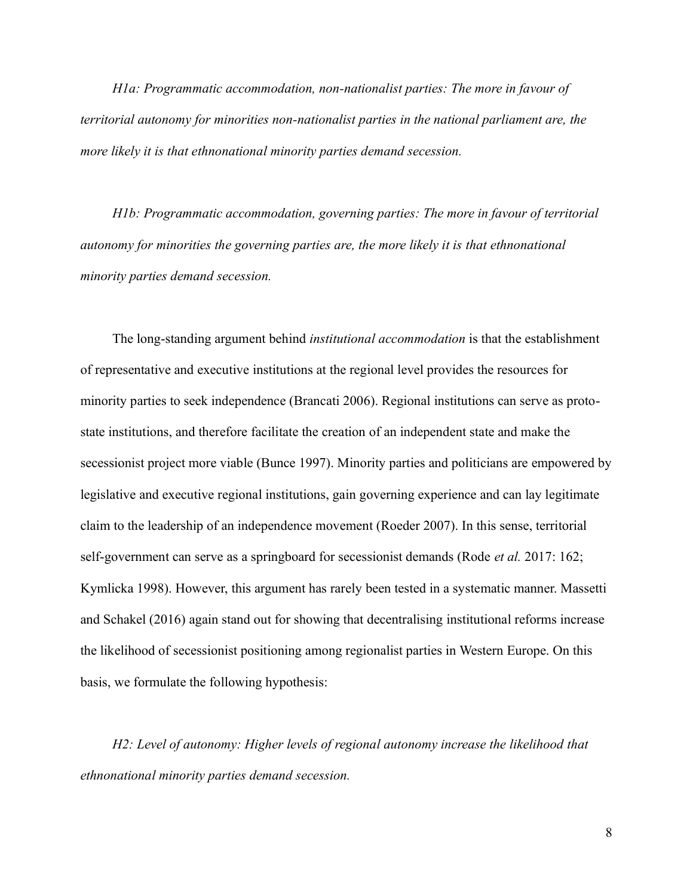*H1a: Programmatic accommodation, non-nationalist parties: The more in favour of territorial autonomy for minorities non-nationalist parties in the national parliament are, the more likely it is that ethnonational minority parties demand secession.*

*H1b: Programmatic accommodation, governing parties: The more in favour of territorial autonomy for minorities the governing parties are, the more likely it is that ethnonational minority parties demand secession.*

The long-standing argument behind *institutional accommodation* is that the establishment of representative and executive institutions at the regional level provides the resources for minority parties to seek independence (Brancati 2006). Regional institutions can serve as proto-state institutions, and therefore facilitate the creation of an independent state and make the secessionist project more viable (Bunce 1997). Minority parties and politicians are empowered by legislative and executive regional institutions, gain governing experience and can lay legitimate claim to the leadership of an independence movement (Roeder 2007). In this sense, territorial self-government can serve as a springboard for secessionist demands (Rode *et al.* 2017: 162; Kymlicka 1998). However, this argument has rarely been tested in a systematic manner. Massetti and Schakel (2016) again stand out for showing that decentralising institutional reforms increase the likelihood of secessionist positioning among regionalist parties in Western Europe. On this basis, we formulate the following hypothesis:

*H2: Level of autonomy: Higher levels of regional autonomy increase the likelihood that ethnonational minority parties demand secession.*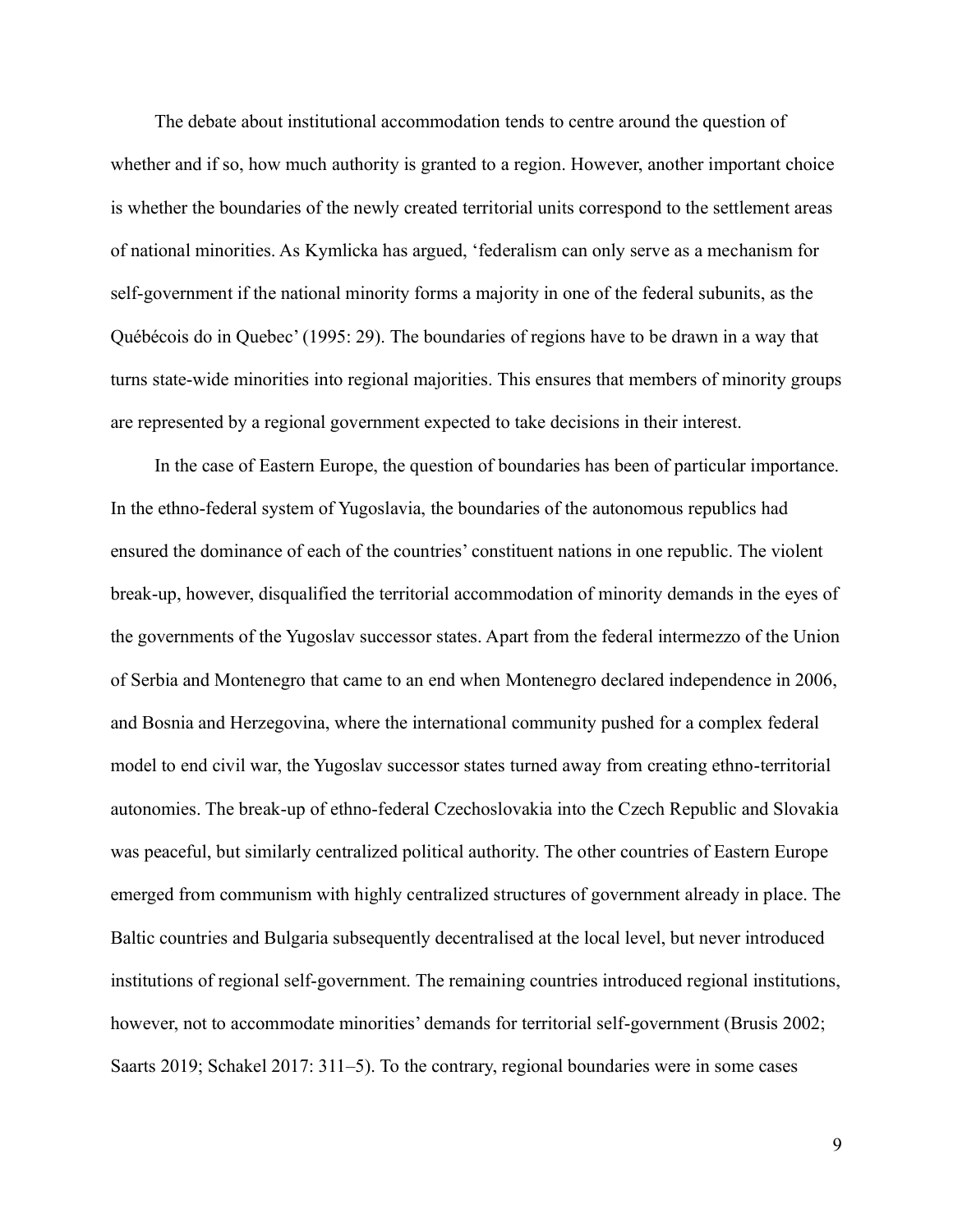The debate about institutional accommodation tends to centre around the question of whether and if so, how much authority is granted to a region. However, another important choice is whether the boundaries of the newly created territorial units correspond to the settlement areas of national minorities. As Kymlicka has argued, 'federalism can only serve as a mechanism for self-government if the national minority forms a majority in one of the federal subunits, as the Québécois do in Quebec' (1995: 29). The boundaries of regions have to be drawn in a way that turns state-wide minorities into regional majorities. This ensures that members of minority groups are represented by a regional government expected to take decisions in their interest.

In the case of Eastern Europe, the question of boundaries has been of particular importance. In the ethno-federal system of Yugoslavia, the boundaries of the autonomous republics had ensured the dominance of each of the countries' constituent nations in one republic. The violent break-up, however, disqualified the territorial accommodation of minority demands in the eyes of the governments of the Yugoslav successor states. Apart from the federal intermezzo of the Union of Serbia and Montenegro that came to an end when Montenegro declared independence in 2006, and Bosnia and Herzegovina, where the international community pushed for a complex federal model to end civil war, the Yugoslav successor states turned away from creating ethno-territorial autonomies. The break-up of ethno-federal Czechoslovakia into the Czech Republic and Slovakia was peaceful, but similarly centralized political authority. The other countries of Eastern Europe emerged from communism with highly centralized structures of government already in place. The Baltic countries and Bulgaria subsequently decentralised at the local level, but never introduced institutions of regional self-government. The remaining countries introduced regional institutions, however, not to accommodate minorities' demands for territorial self-government (Brusis 2002; Saarts 2019; Schakel 2017: 311–5). To the contrary, regional boundaries were in some cases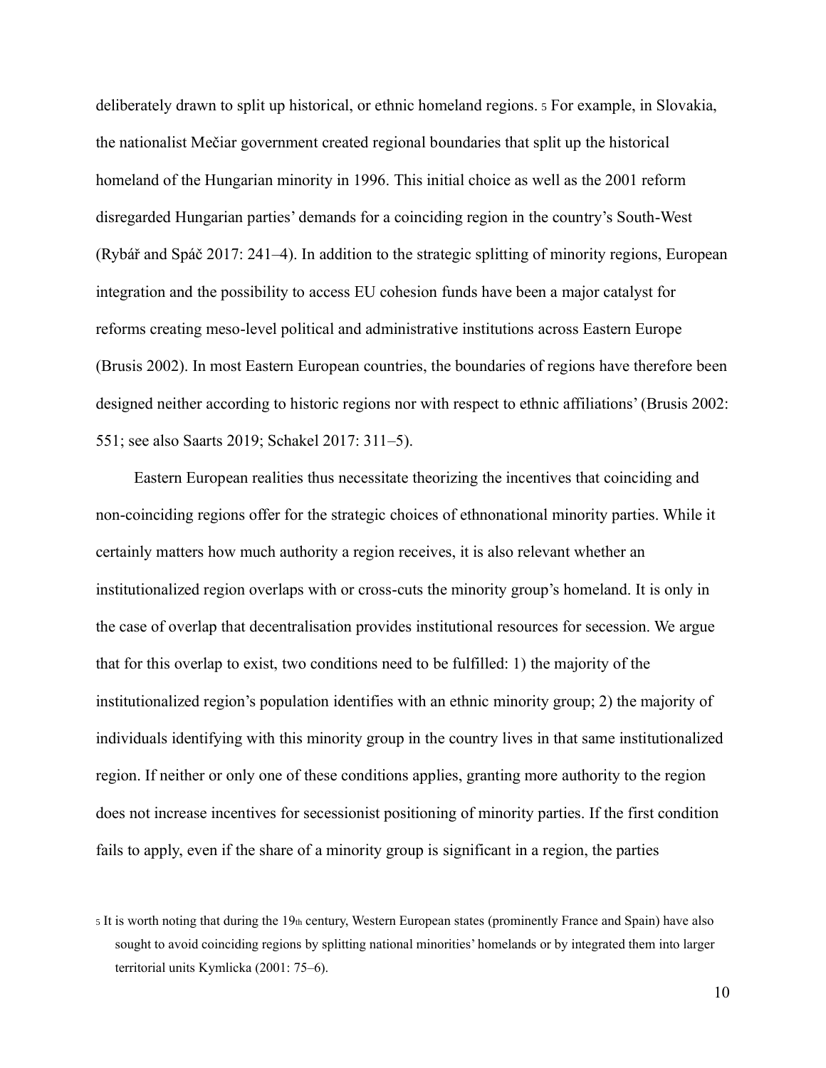deliberately drawn to split up historical, or ethnic homeland regions. [5] For example, in Slovakia, the nationalist Mečiar government created regional boundaries that split up the historical homeland of the Hungarian minority in 1996. This initial choice as well as the 2001 reform disregarded Hungarian parties' demands for a coinciding region in the country's South-West (Rybář and Spáč 2017: 241–4). In addition to the strategic splitting of minority regions, European integration and the possibility to access EU cohesion funds have been a major catalyst for reforms creating meso-level political and administrative institutions across Eastern Europe (Brusis 2002). In most Eastern European countries, the boundaries of regions have therefore been designed neither according to historic regions nor with respect to ethnic affiliations' (Brusis 2002: 551; see also Saarts 2019; Schakel 2017: 311–5).

Eastern European realities thus necessitate theorizing the incentives that coinciding and non-coinciding regions offer for the strategic choices of ethnonational minority parties. While it certainly matters how much authority a region receives, it is also relevant whether an institutionalized region overlaps with or cross-cuts the minority group's homeland. It is only in the case of overlap that decentralisation provides institutional resources for secession. We argue that for this overlap to exist, two conditions need to be fulfilled: 1) the majority of the institutionalized region's population identifies with an ethnic minority group; 2) the majority of individuals identifying with this minority group in the country lives in that same institutionalized region. If neither or only one of these conditions applies, granting more authority to the region does not increase incentives for secessionist positioning of minority parties. If the first condition fails to apply, even if the share of a minority group is significant in a region, the parties

[5] It is worth noting that during the 19th century, Western European states (prominently France and Spain) have also sought to avoid coinciding regions by splitting national minorities' homelands or by integrated them into larger territorial units Kymlicka (2001: 75–6).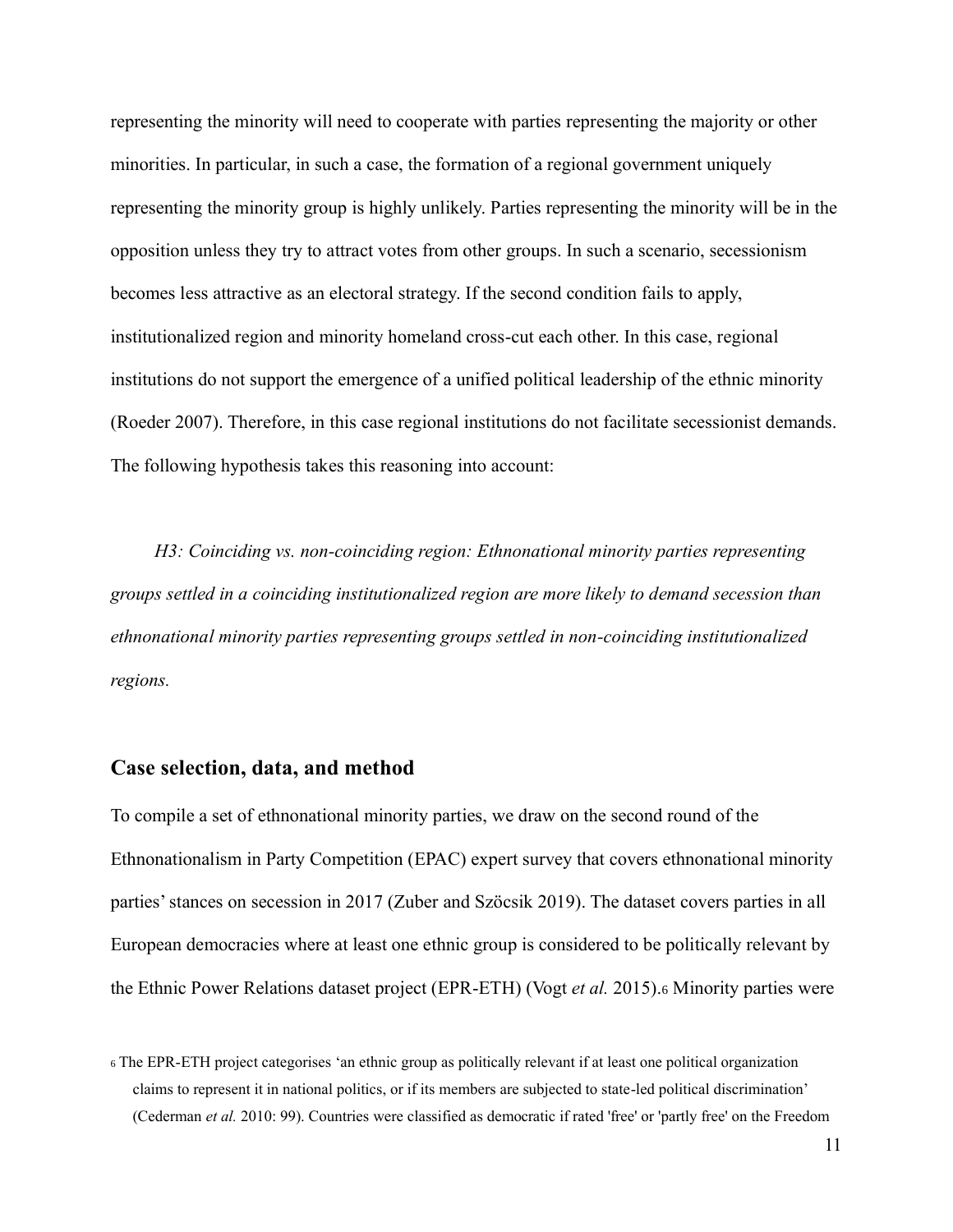representing the minority will need to cooperate with parties representing the majority or other minorities. In particular, in such a case, the formation of a regional government uniquely representing the minority group is highly unlikely. Parties representing the minority will be in the opposition unless they try to attract votes from other groups. In such a scenario, secessionism becomes less attractive as an electoral strategy. If the second condition fails to apply, institutionalized region and minority homeland cross-cut each other. In this case, regional institutions do not support the emergence of a unified political leadership of the ethnic minority (Roeder 2007). Therefore, in this case regional institutions do not facilitate secessionist demands. The following hypothesis takes this reasoning into account:

*H3: Coinciding vs. non-coinciding region: Ethnonational minority parties representing groups settled in a coinciding institutionalized region are more likely to demand secession than ethnonational minority parties representing groups settled in non-coinciding institutionalized regions.*

## Case selection, data, and method

To compile a set of ethnonational minority parties, we draw on the second round of the Ethnonationalism in Party Competition (EPAC) expert survey that covers ethnonational minority parties' stances on secession in 2017 (Zuber and Szöcsik 2019). The dataset covers parties in all European democracies where at least one ethnic group is considered to be politically relevant by the Ethnic Power Relations dataset project (EPR-ETH) (Vogt *et al.* 2015).[6] Minority parties were

[6] The EPR-ETH project categorises 'an ethnic group as politically relevant if at least one political organization claims to represent it in national politics, or if its members are subjected to state-led political discrimination' (Cederman *et al.* 2010: 99). Countries were classified as democratic if rated 'free' or 'partly free' on the Freedom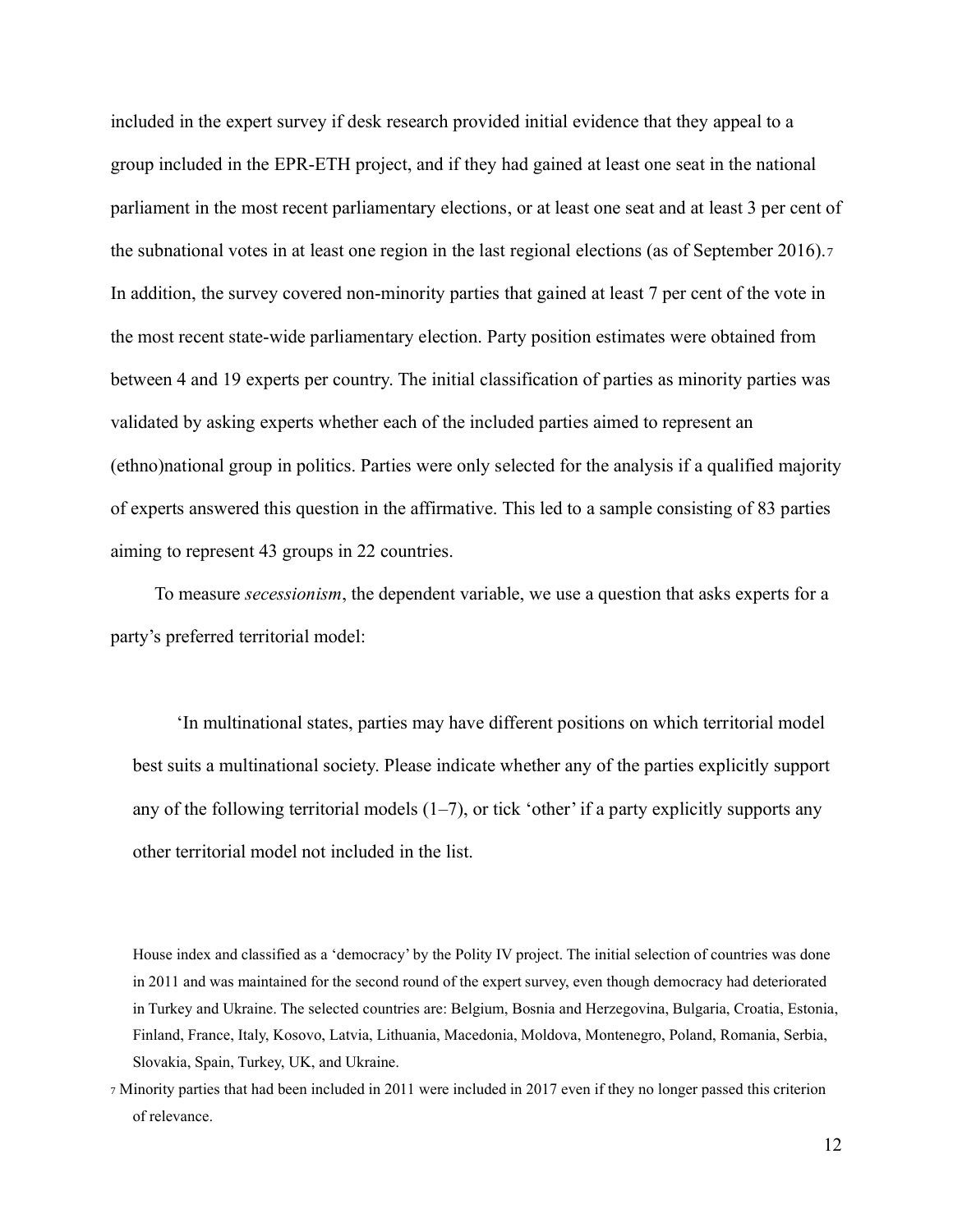included in the expert survey if desk research provided initial evidence that they appeal to a group included in the EPR-ETH project, and if they had gained at least one seat in the national parliament in the most recent parliamentary elections, or at least one seat and at least 3 per cent of the subnational votes in at least one region in the last regional elections (as of September 2016).[7] In addition, the survey covered non-minority parties that gained at least 7 per cent of the vote in the most recent state-wide parliamentary election. Party position estimates were obtained from between 4 and 19 experts per country. The initial classification of parties as minority parties was validated by asking experts whether each of the included parties aimed to represent an (ethno)national group in politics. Parties were only selected for the analysis if a qualified majority of experts answered this question in the affirmative. This led to a sample consisting of 83 parties aiming to represent 43 groups in 22 countries.

To measure *secessionism*, the dependent variable, we use a question that asks experts for a party's preferred territorial model:

> 'In multinational states, parties may have different positions on which territorial model best suits a multinational society. Please indicate whether any of the parties explicitly support any of the following territorial models (1–7), or tick 'other' if a party explicitly supports any other territorial model not included in the list.

House index and classified as a 'democracy' by the Polity IV project. The initial selection of countries was done in 2011 and was maintained for the second round of the expert survey, even though democracy had deteriorated in Turkey and Ukraine. The selected countries are: Belgium, Bosnia and Herzegovina, Bulgaria, Croatia, Estonia, Finland, France, Italy, Kosovo, Latvia, Lithuania, Macedonia, Moldova, Montenegro, Poland, Romania, Serbia, Slovakia, Spain, Turkey, UK, and Ukraine.

[7] Minority parties that had been included in 2011 were included in 2017 even if they no longer passed this criterion of relevance.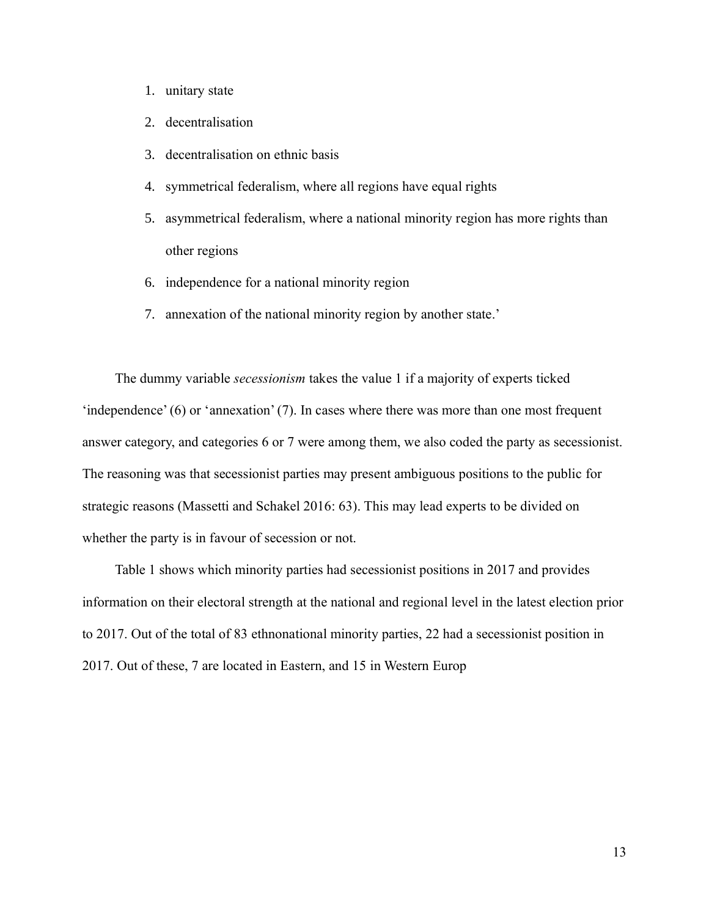1. unitary state
2. decentralisation
3. decentralisation on ethnic basis
4. symmetrical federalism, where all regions have equal rights
5. asymmetrical federalism, where a national minority region has more rights than other regions
6. independence for a national minority region
7. annexation of the national minority region by another state.'

The dummy variable *secessionism* takes the value 1 if a majority of experts ticked 'independence' (6) or 'annexation' (7). In cases where there was more than one most frequent answer category, and categories 6 or 7 were among them, we also coded the party as secessionist. The reasoning was that secessionist parties may present ambiguous positions to the public for strategic reasons (Massetti and Schakel 2016: 63). This may lead experts to be divided on whether the party is in favour of secession or not.

Table 1 shows which minority parties had secessionist positions in 2017 and provides information on their electoral strength at the national and regional level in the latest election prior to 2017. Out of the total of 83 ethnonational minority parties, 22 had a secessionist position in 2017. Out of these, 7 are located in Eastern, and 15 in Western Europ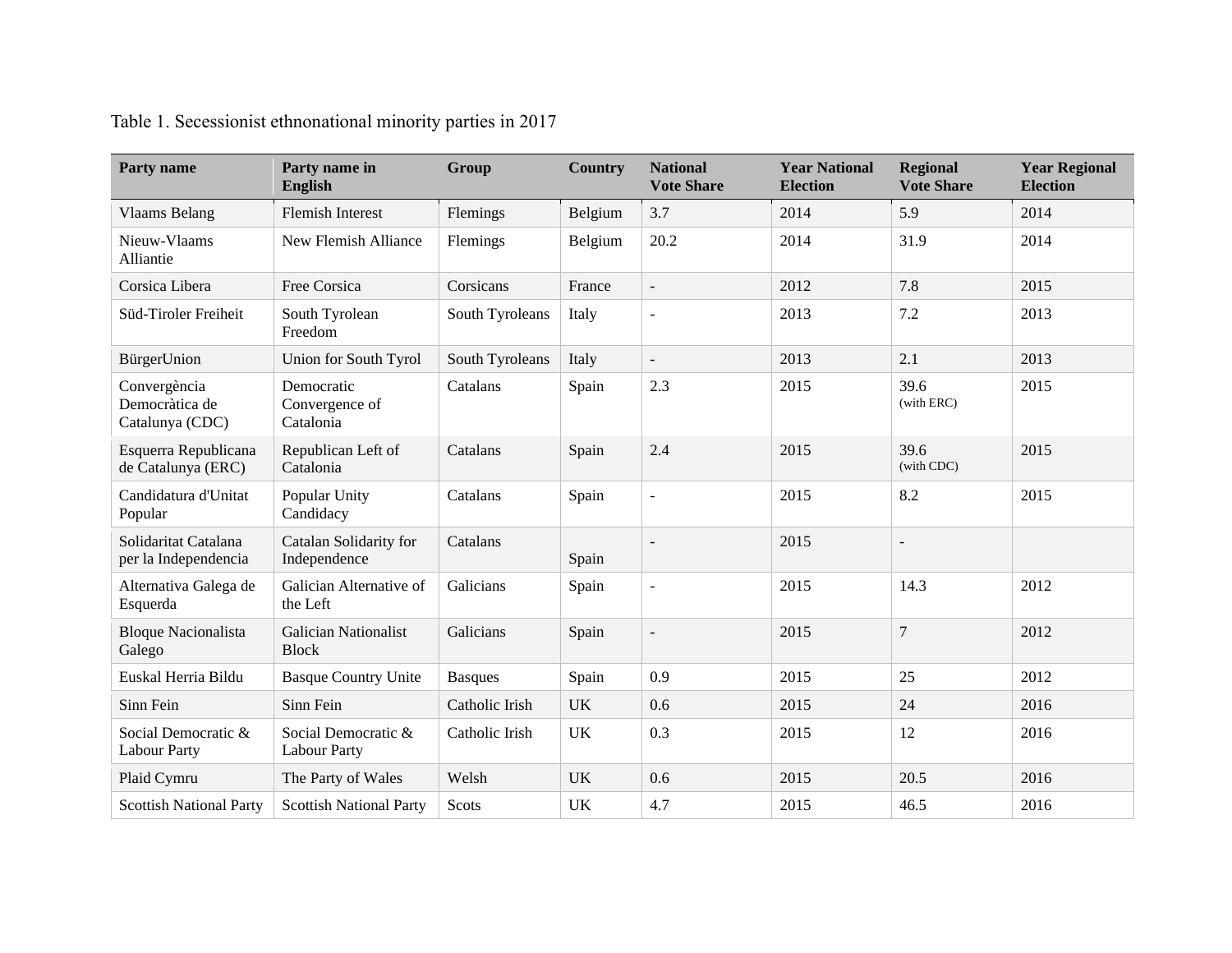Table 1. Secessionist ethnonational minority parties in 2017

| Party name | Party name in English | Group | Country | National Vote Share | Year National Election | Regional Vote Share | Year Regional Election |
|---|---|---|---|---|---|---|---|
| Vlaams Belang | Flemish Interest | Flemings | Belgium | 3.7 | 2014 | 5.9 | 2014 |
| Nieuw-Vlaams Alliantie | New Flemish Alliance | Flemings | Belgium | 20.2 | 2014 | 31.9 | 2014 |
| Corsica Libera | Free Corsica | Corsicans | France | - | 2012 | 7.8 | 2015 |
| Süd-Tiroler Freiheit | South Tyrolean Freedom | South Tyroleans | Italy | - | 2013 | 7.2 | 2013 |
| BürgerUnion | Union for South Tyrol | South Tyroleans | Italy | - | 2013 | 2.1 | 2013 |
| Convergència Democràtica de Catalunya (CDC) | Democratic Convergence of Catalonia | Catalans | Spain | 2.3 | 2015 | 39.6 (with ERC) | 2015 |
| Esquerra Republicana de Catalunya (ERC) | Republican Left of Catalonia | Catalans | Spain | 2.4 | 2015 | 39.6 (with CDC) | 2015 |
| Candidatura d'Unitat Popular | Popular Unity Candidacy | Catalans | Spain | - | 2015 | 8.2 | 2015 |
| Solidaritat Catalana per la Independencia | Catalan Solidarity for Independence | Catalans | Spain | - | 2015 | - | |
| Alternativa Galega de Esquerda | Galician Alternative of the Left | Galicians | Spain | - | 2015 | 14.3 | 2012 |
| Bloque Nacionalista Galego | Galician Nationalist Block | Galicians | Spain | - | 2015 | 7 | 2012 |
| Euskal Herria Bildu | Basque Country Unite | Basques | Spain | 0.9 | 2015 | 25 | 2012 |
| Sinn Fein | Sinn Fein | Catholic Irish | UK | 0.6 | 2015 | 24 | 2016 |
| Social Democratic & Labour Party | Social Democratic & Labour Party | Catholic Irish | UK | 0.3 | 2015 | 12 | 2016 |
| Plaid Cymru | The Party of Wales | Welsh | UK | 0.6 | 2015 | 20.5 | 2016 |
| Scottish National Party | Scottish National Party | Scots | UK | 4.7 | 2015 | 46.5 | 2016 |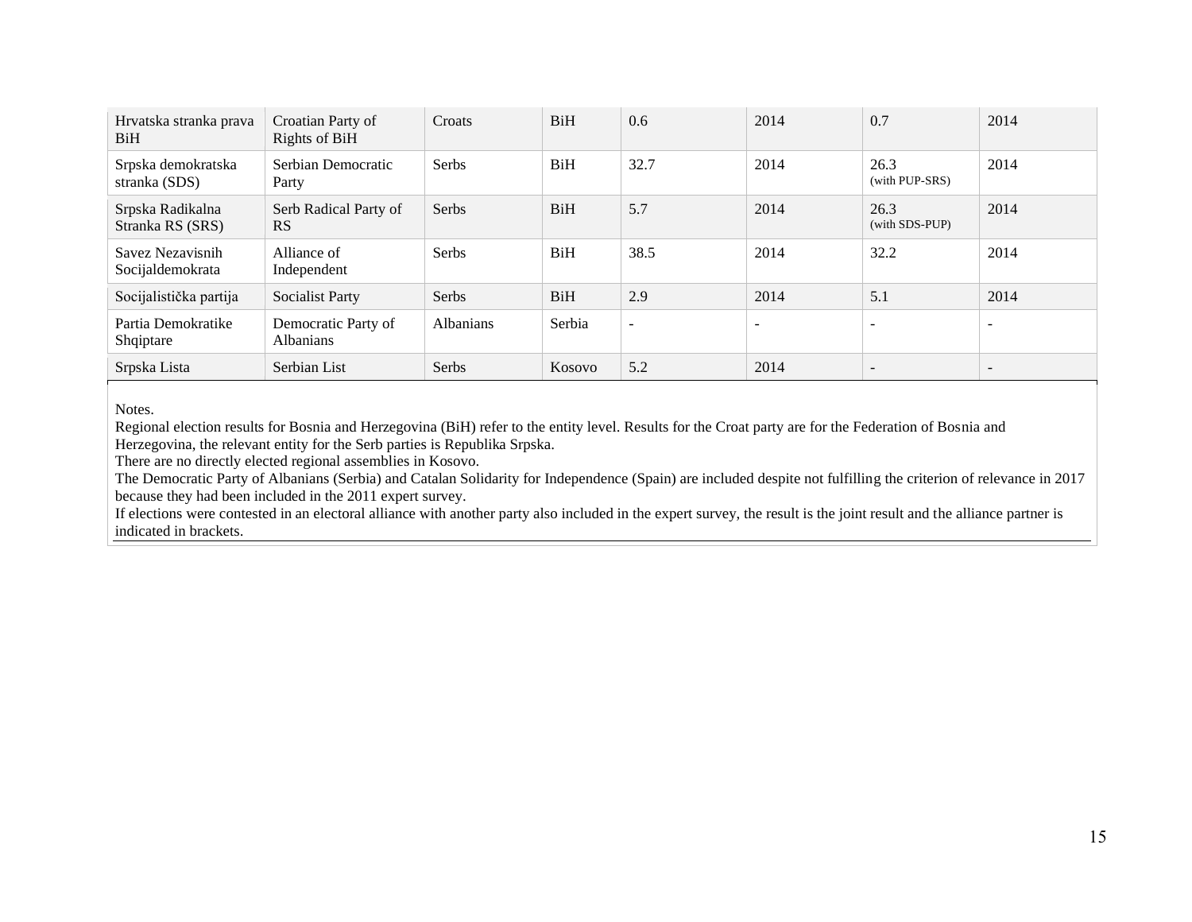| Hrvatska stranka prava BiH | Croatian Party of Rights of BiH | Croats | BiH | 0.6 | 2014 | 0.7 | 2014 |
|---|---|---|---|---|---|---|---|
| Srpska demokratska stranka (SDS) | Serbian Democratic Party | Serbs | BiH | 32.7 | 2014 | 26.3 (with PUP-SRS) | 2014 |
| Srpska Radikalna Stranka RS (SRS) | Serb Radical Party of RS | Serbs | BiH | 5.7 | 2014 | 26.3 (with SDS-PUP) | 2014 |
| Savez Nezavisnih Socijaldemokrata | Alliance of Independent | Serbs | BiH | 38.5 | 2014 | 32.2 | 2014 |
| Socijalistička partija | Socialist Party | Serbs | BiH | 2.9 | 2014 | 5.1 | 2014 |
| Partia Demokratike Shqiptare | Democratic Party of Albanians | Albanians | Serbia | - | - | - | - |
| Srpska Lista | Serbian List | Serbs | Kosovo | 5.2 | 2014 | - | - |

Notes.
Regional election results for Bosnia and Herzegovina (BiH) refer to the entity level. Results for the Croat party are for the Federation of Bosnia and Herzegovina, the relevant entity for the Serb parties is Republika Srpska.
There are no directly elected regional assemblies in Kosovo.
The Democratic Party of Albanians (Serbia) and Catalan Solidarity for Independence (Spain) are included despite not fulfilling the criterion of relevance in 2017 because they had been included in the 2011 expert survey.
If elections were contested in an electoral alliance with another party also included in the expert survey, the result is the joint result and the alliance partner is indicated in brackets.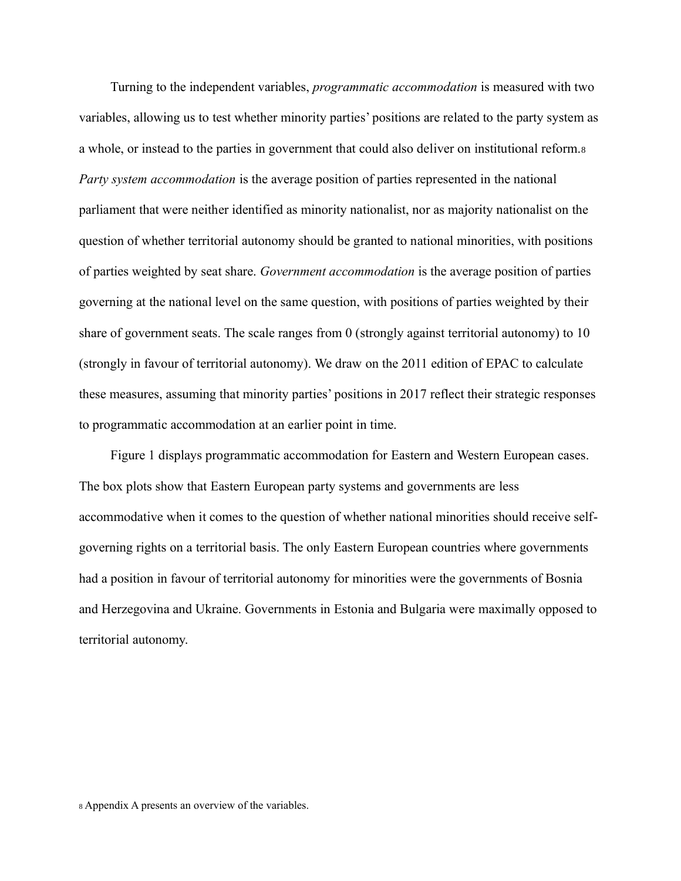Turning to the independent variables, *programmatic accommodation* is measured with two variables, allowing us to test whether minority parties' positions are related to the party system as a whole, or instead to the parties in government that could also deliver on institutional reform.[8] *Party system accommodation* is the average position of parties represented in the national parliament that were neither identified as minority nationalist, nor as majority nationalist on the question of whether territorial autonomy should be granted to national minorities, with positions of parties weighted by seat share. *Government accommodation* is the average position of parties governing at the national level on the same question, with positions of parties weighted by their share of government seats. The scale ranges from 0 (strongly against territorial autonomy) to 10 (strongly in favour of territorial autonomy). We draw on the 2011 edition of EPAC to calculate these measures, assuming that minority parties' positions in 2017 reflect their strategic responses to programmatic accommodation at an earlier point in time.

Figure 1 displays programmatic accommodation for Eastern and Western European cases. The box plots show that Eastern European party systems and governments are less accommodative when it comes to the question of whether national minorities should receive self-governing rights on a territorial basis. The only Eastern European countries where governments had a position in favour of territorial autonomy for minorities were the governments of Bosnia and Herzegovina and Ukraine. Governments in Estonia and Bulgaria were maximally opposed to territorial autonomy.

[8] Appendix A presents an overview of the variables.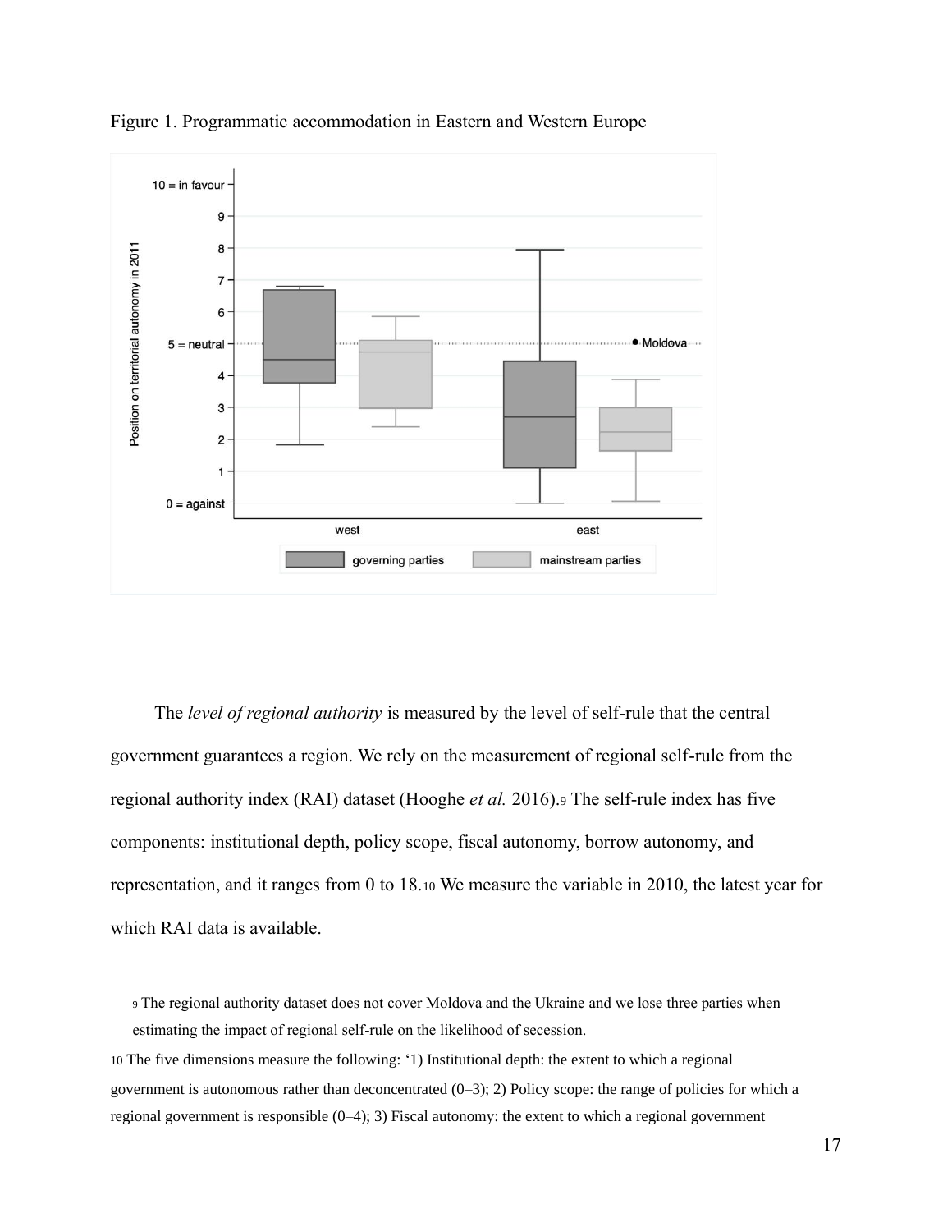Figure 1. Programmatic accommodation in Eastern and Western Europe

The *level of regional authority* is measured by the level of self-rule that the central government guarantees a region. We rely on the measurement of regional self-rule from the regional authority index (RAI) dataset (Hooghe *et al.* 2016).[9] The self-rule index has five components: institutional depth, policy scope, fiscal autonomy, borrow autonomy, and representation, and it ranges from 0 to 18.[10] We measure the variable in 2010, the latest year for which RAI data is available.

[9] The regional authority dataset does not cover Moldova and the Ukraine and we lose three parties when estimating the impact of regional self-rule on the likelihood of secession.

[10] The five dimensions measure the following: '1) Institutional depth: the extent to which a regional government is autonomous rather than deconcentrated (0–3); 2) Policy scope: the range of policies for which a regional government is responsible (0–4); 3) Fiscal autonomy: the extent to which a regional government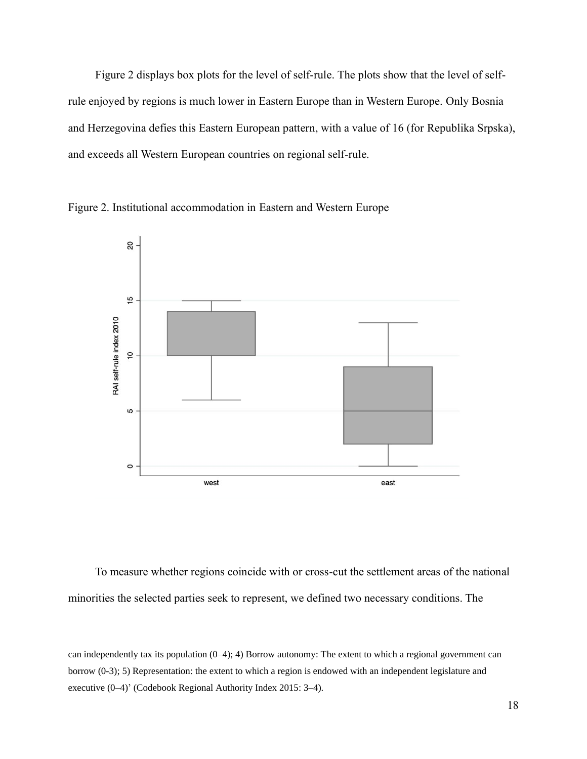Figure 2 displays box plots for the level of self-rule. The plots show that the level of self-rule enjoyed by regions is much lower in Eastern Europe than in Western Europe. Only Bosnia and Herzegovina defies this Eastern European pattern, with a value of 16 (for Republika Srpska), and exceeds all Western European countries on regional self-rule.

Figure 2. Institutional accommodation in Eastern and Western Europe

To measure whether regions coincide with or cross-cut the settlement areas of the national minorities the selected parties seek to represent, we defined two necessary conditions. The

can independently tax its population (0–4); 4) Borrow autonomy: The extent to which a regional government can borrow (0-3); 5) Representation: the extent to which a region is endowed with an independent legislature and executive (0–4)' (Codebook Regional Authority Index 2015: 3–4).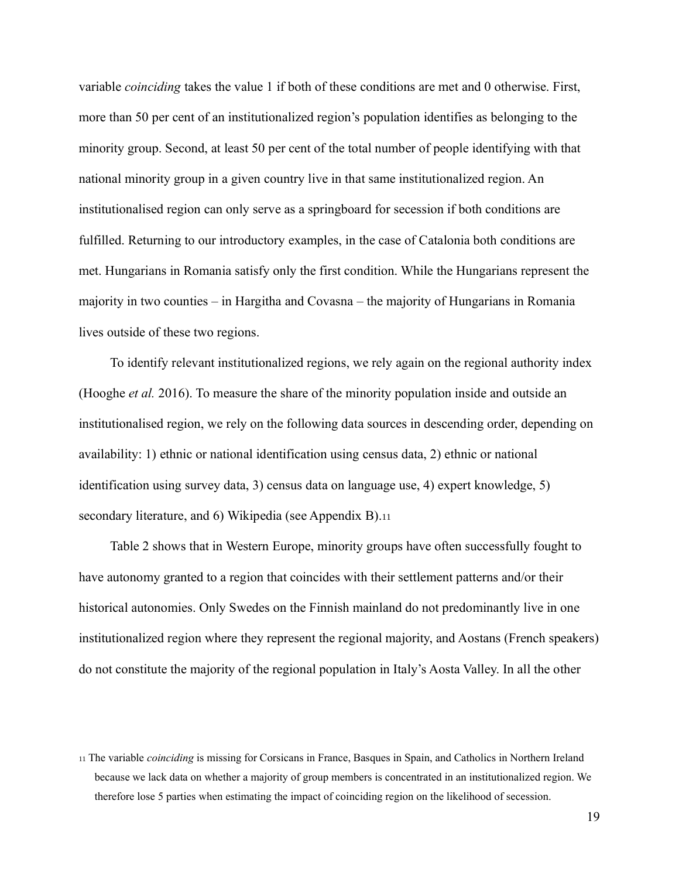variable *coinciding* takes the value 1 if both of these conditions are met and 0 otherwise. First, more than 50 per cent of an institutionalized region's population identifies as belonging to the minority group. Second, at least 50 per cent of the total number of people identifying with that national minority group in a given country live in that same institutionalized region. An institutionalised region can only serve as a springboard for secession if both conditions are fulfilled. Returning to our introductory examples, in the case of Catalonia both conditions are met. Hungarians in Romania satisfy only the first condition. While the Hungarians represent the majority in two counties – in Hargitha and Covasna – the majority of Hungarians in Romania lives outside of these two regions.

To identify relevant institutionalized regions, we rely again on the regional authority index (Hooghe *et al.* 2016). To measure the share of the minority population inside and outside an institutionalised region, we rely on the following data sources in descending order, depending on availability: 1) ethnic or national identification using census data, 2) ethnic or national identification using survey data, 3) census data on language use, 4) expert knowledge, 5) secondary literature, and 6) Wikipedia (see Appendix B).[11]

Table 2 shows that in Western Europe, minority groups have often successfully fought to have autonomy granted to a region that coincides with their settlement patterns and/or their historical autonomies. Only Swedes on the Finnish mainland do not predominantly live in one institutionalized region where they represent the regional majority, and Aostans (French speakers) do not constitute the majority of the regional population in Italy's Aosta Valley. In all the other

[11] The variable *coinciding* is missing for Corsicans in France, Basques in Spain, and Catholics in Northern Ireland because we lack data on whether a majority of group members is concentrated in an institutionalized region. We therefore lose 5 parties when estimating the impact of coinciding region on the likelihood of secession.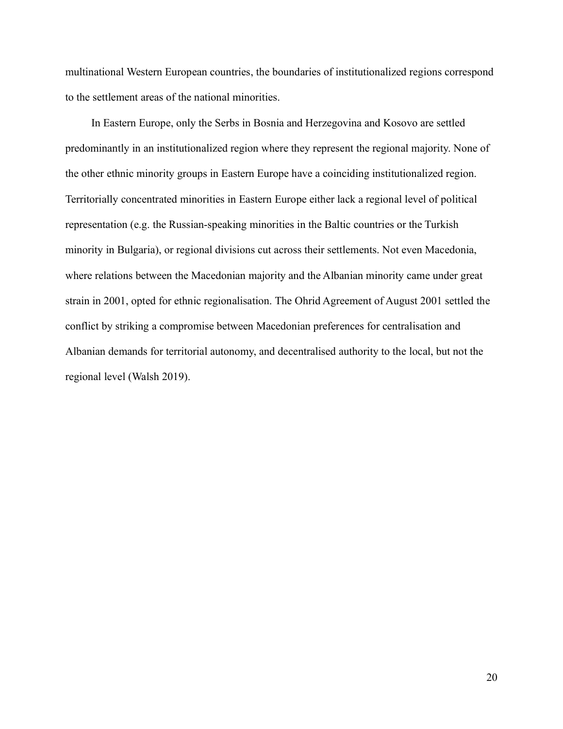multinational Western European countries, the boundaries of institutionalized regions correspond to the settlement areas of the national minorities.

In Eastern Europe, only the Serbs in Bosnia and Herzegovina and Kosovo are settled predominantly in an institutionalized region where they represent the regional majority. None of the other ethnic minority groups in Eastern Europe have a coinciding institutionalized region. Territorially concentrated minorities in Eastern Europe either lack a regional level of political representation (e.g. the Russian-speaking minorities in the Baltic countries or the Turkish minority in Bulgaria), or regional divisions cut across their settlements. Not even Macedonia, where relations between the Macedonian majority and the Albanian minority came under great strain in 2001, opted for ethnic regionalisation. The Ohrid Agreement of August 2001 settled the conflict by striking a compromise between Macedonian preferences for centralisation and Albanian demands for territorial autonomy, and decentralised authority to the local, but not the regional level (Walsh 2019).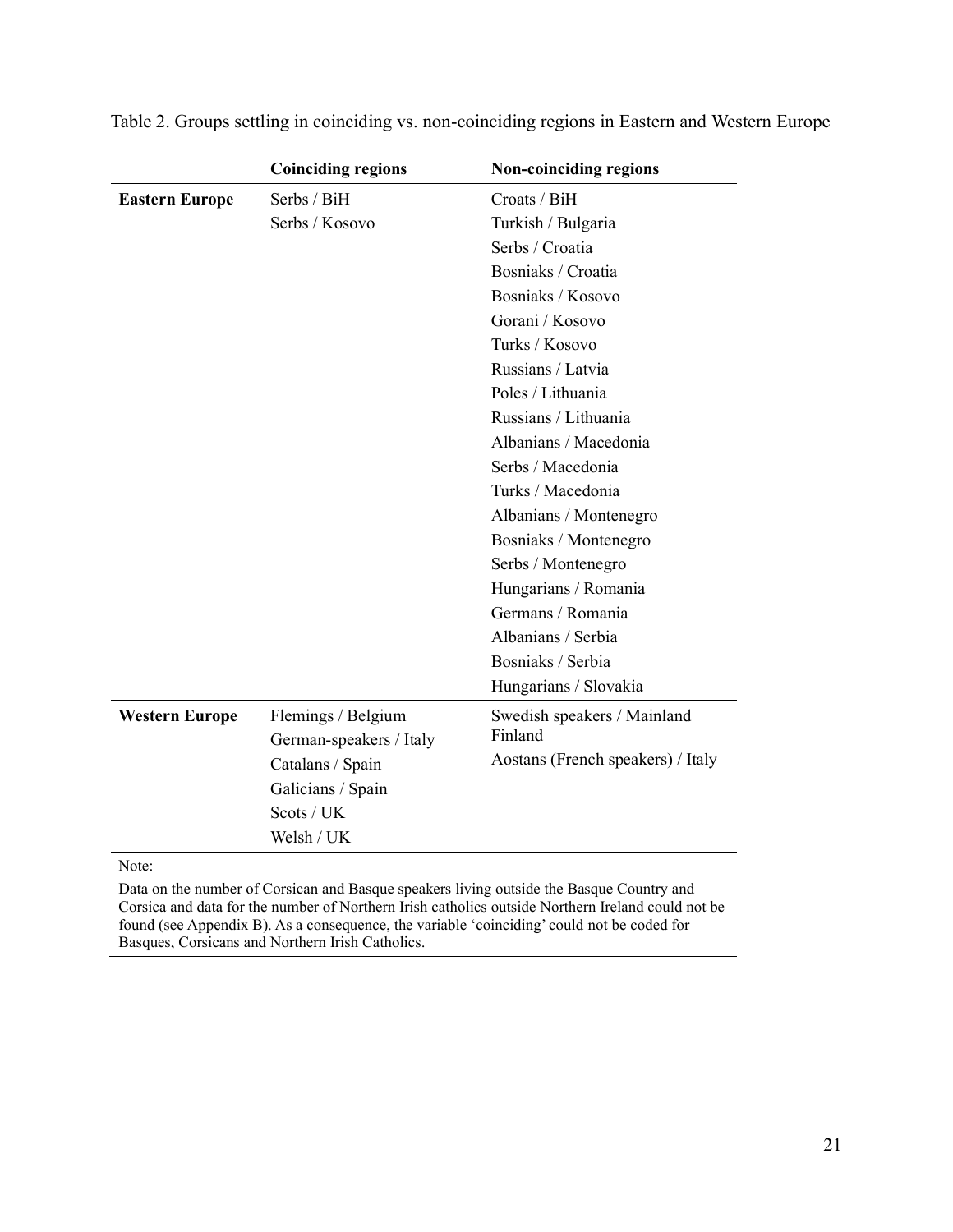Table 2. Groups settling in coinciding vs. non-coinciding regions in Eastern and Western Europe

| | Coinciding regions | Non-coinciding regions |
|---|---|---|
| **Eastern Europe** | Serbs / BiH | Croats / BiH |
| | Serbs / Kosovo | Turkish / Bulgaria |
| | | Serbs / Croatia |
| | | Bosniaks / Croatia |
| | | Bosniaks / Kosovo |
| | | Gorani / Kosovo |
| | | Turks / Kosovo |
| | | Russians / Latvia |
| | | Poles / Lithuania |
| | | Russians / Lithuania |
| | | Albanians / Macedonia |
| | | Serbs / Macedonia |
| | | Turks / Macedonia |
| | | Albanians / Montenegro |
| | | Bosniaks / Montenegro |
| | | Serbs / Montenegro |
| | | Hungarians / Romania |
| | | Germans / Romania |
| | | Albanians / Serbia |
| | | Bosniaks / Serbia |
| | | Hungarians / Slovakia |
| **Western Europe** | Flemings / Belgium | Swedish speakers / Mainland Finland |
| | German-speakers / Italy | Aostans (French speakers) / Italy |
| | Catalans / Spain | |
| | Galicians / Spain | |
| | Scots / UK | |
| | Welsh / UK | |

Note:

Data on the number of Corsican and Basque speakers living outside the Basque Country and Corsica and data for the number of Northern Irish catholics outside Northern Ireland could not be found (see Appendix B). As a consequence, the variable 'coinciding' could not be coded for Basques, Corsicans and Northern Irish Catholics.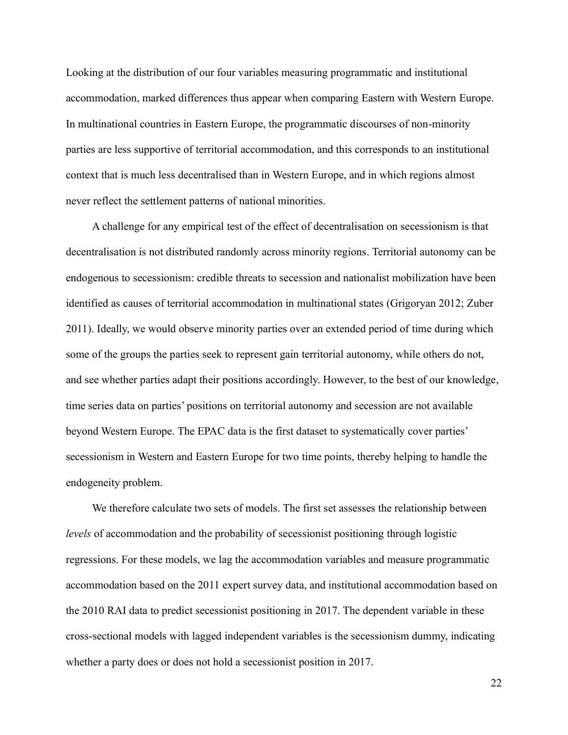Looking at the distribution of our four variables measuring programmatic and institutional accommodation, marked differences thus appear when comparing Eastern with Western Europe. In multinational countries in Eastern Europe, the programmatic discourses of non-minority parties are less supportive of territorial accommodation, and this corresponds to an institutional context that is much less decentralised than in Western Europe, and in which regions almost never reflect the settlement patterns of national minorities.

A challenge for any empirical test of the effect of decentralisation on secessionism is that decentralisation is not distributed randomly across minority regions. Territorial autonomy can be endogenous to secessionism: credible threats to secession and nationalist mobilization have been identified as causes of territorial accommodation in multinational states (Grigoryan 2012; Zuber 2011). Ideally, we would observe minority parties over an extended period of time during which some of the groups the parties seek to represent gain territorial autonomy, while others do not, and see whether parties adapt their positions accordingly. However, to the best of our knowledge, time series data on parties' positions on territorial autonomy and secession are not available beyond Western Europe. The EPAC data is the first dataset to systematically cover parties' secessionism in Western and Eastern Europe for two time points, thereby helping to handle the endogeneity problem.

We therefore calculate two sets of models. The first set assesses the relationship between *levels* of accommodation and the probability of secessionist positioning through logistic regressions. For these models, we lag the accommodation variables and measure programmatic accommodation based on the 2011 expert survey data, and institutional accommodation based on the 2010 RAI data to predict secessionist positioning in 2017. The dependent variable in these cross-sectional models with lagged independent variables is the secessionism dummy, indicating whether a party does or does not hold a secessionist position in 2017.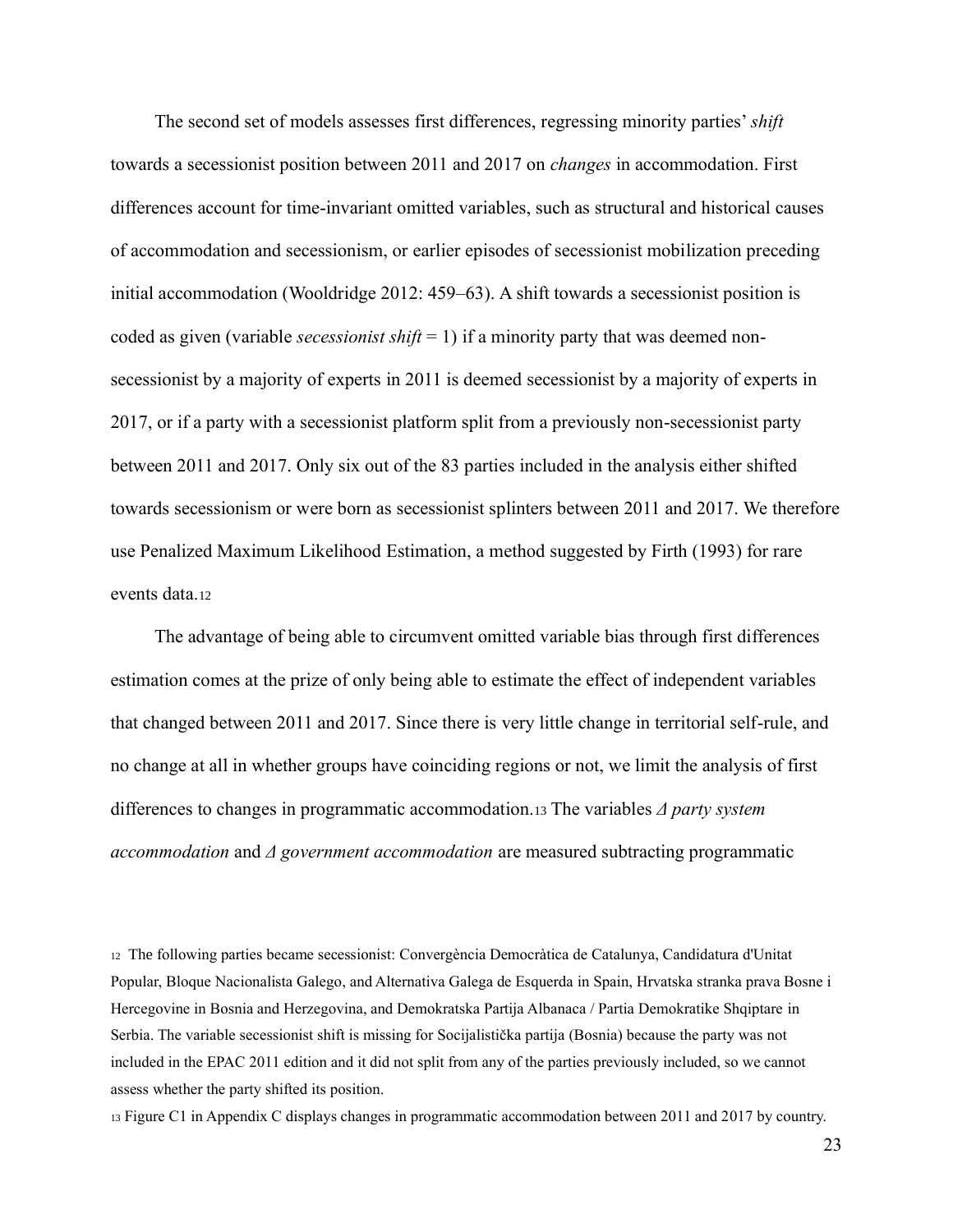The second set of models assesses first differences, regressing minority parties' *shift* towards a secessionist position between 2011 and 2017 on *changes* in accommodation. First differences account for time-invariant omitted variables, such as structural and historical causes of accommodation and secessionism, or earlier episodes of secessionist mobilization preceding initial accommodation (Wooldridge 2012: 459–63). A shift towards a secessionist position is coded as given (variable *secessionist shift* = 1) if a minority party that was deemed non-secessionist by a majority of experts in 2011 is deemed secessionist by a majority of experts in 2017, or if a party with a secessionist platform split from a previously non-secessionist party between 2011 and 2017. Only six out of the 83 parties included in the analysis either shifted towards secessionism or were born as secessionist splinters between 2011 and 2017. We therefore use Penalized Maximum Likelihood Estimation, a method suggested by Firth (1993) for rare events data.[12]

The advantage of being able to circumvent omitted variable bias through first differences estimation comes at the prize of only being able to estimate the effect of independent variables that changed between 2011 and 2017. Since there is very little change in territorial self-rule, and no change at all in whether groups have coinciding regions or not, we limit the analysis of first differences to changes in programmatic accommodation.[13] The variables *Δ party system accommodation* and *Δ government accommodation* are measured subtracting programmatic

[12] The following parties became secessionist: Convergència Democràtica de Catalunya, Candidatura d'Unitat Popular, Bloque Nacionalista Galego, and Alternativa Galega de Esquerda in Spain, Hrvatska stranka prava Bosne i Hercegovine in Bosnia and Herzegovina, and Demokratska Partija Albanaca / Partia Demokratike Shqiptare in Serbia. The variable secessionist shift is missing for Socijalistička partija (Bosnia) because the party was not included in the EPAC 2011 edition and it did not split from any of the parties previously included, so we cannot assess whether the party shifted its position.

[13] Figure C1 in Appendix C displays changes in programmatic accommodation between 2011 and 2017 by country.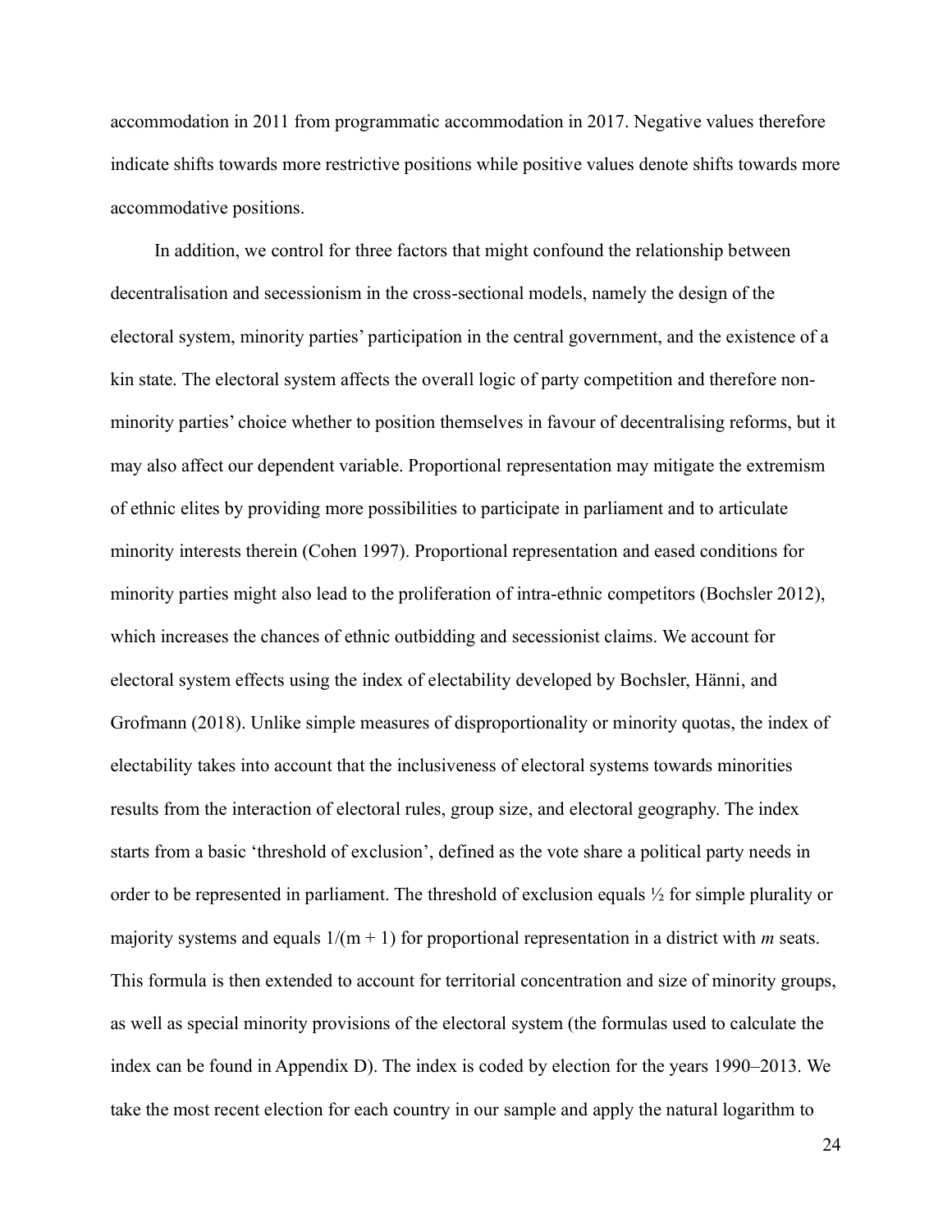accommodation in 2011 from programmatic accommodation in 2017. Negative values therefore indicate shifts towards more restrictive positions while positive values denote shifts towards more accommodative positions.

In addition, we control for three factors that might confound the relationship between decentralisation and secessionism in the cross-sectional models, namely the design of the electoral system, minority parties' participation in the central government, and the existence of a kin state. The electoral system affects the overall logic of party competition and therefore non-minority parties' choice whether to position themselves in favour of decentralising reforms, but it may also affect our dependent variable. Proportional representation may mitigate the extremism of ethnic elites by providing more possibilities to participate in parliament and to articulate minority interests therein (Cohen 1997). Proportional representation and eased conditions for minority parties might also lead to the proliferation of intra-ethnic competitors (Bochsler 2012), which increases the chances of ethnic outbidding and secessionist claims. We account for electoral system effects using the index of electability developed by Bochsler, Hänni, and Grofmann (2018). Unlike simple measures of disproportionality or minority quotas, the index of electability takes into account that the inclusiveness of electoral systems towards minorities results from the interaction of electoral rules, group size, and electoral geography. The index starts from a basic 'threshold of exclusion', defined as the vote share a political party needs in order to be represented in parliament. The threshold of exclusion equals ½ for simple plurality or majority systems and equals $1/(m + 1)$ for proportional representation in a district with $m$ seats. This formula is then extended to account for territorial concentration and size of minority groups, as well as special minority provisions of the electoral system (the formulas used to calculate the index can be found in Appendix D). The index is coded by election for the years 1990–2013. We take the most recent election for each country in our sample and apply the natural logarithm to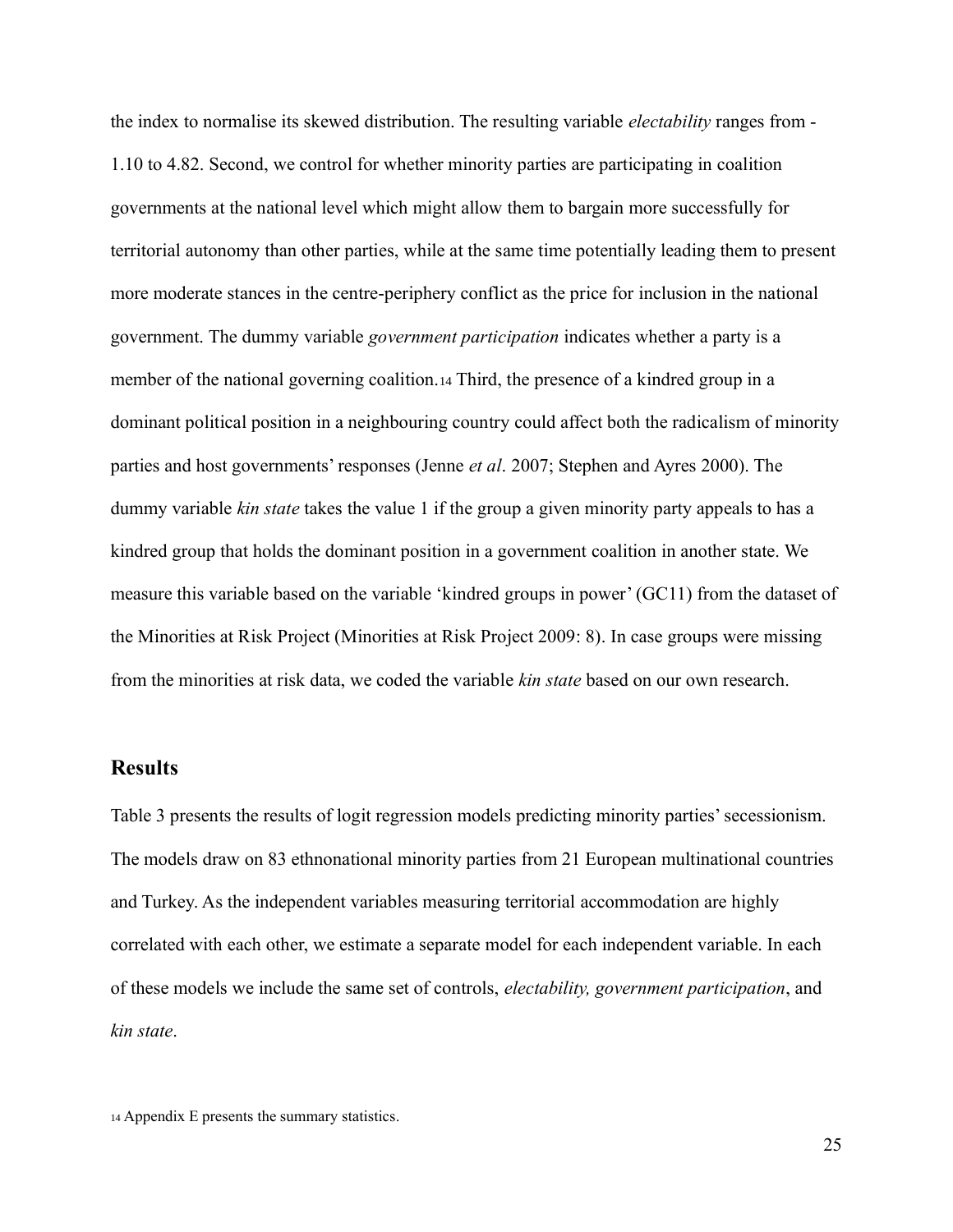the index to normalise its skewed distribution. The resulting variable *electability* ranges from -1.10 to 4.82. Second, we control for whether minority parties are participating in coalition governments at the national level which might allow them to bargain more successfully for territorial autonomy than other parties, while at the same time potentially leading them to present more moderate stances in the centre-periphery conflict as the price for inclusion in the national government. The dummy variable *government participation* indicates whether a party is a member of the national governing coalition.[14] Third, the presence of a kindred group in a dominant political position in a neighbouring country could affect both the radicalism of minority parties and host governments' responses (Jenne *et al*. 2007; Stephen and Ayres 2000). The dummy variable *kin state* takes the value 1 if the group a given minority party appeals to has a kindred group that holds the dominant position in a government coalition in another state. We measure this variable based on the variable 'kindred groups in power' (GC11) from the dataset of the Minorities at Risk Project (Minorities at Risk Project 2009: 8). In case groups were missing from the minorities at risk data, we coded the variable *kin state* based on our own research.

## Results

Table 3 presents the results of logit regression models predicting minority parties' secessionism. The models draw on 83 ethnonational minority parties from 21 European multinational countries and Turkey. As the independent variables measuring territorial accommodation are highly correlated with each other, we estimate a separate model for each independent variable. In each of these models we include the same set of controls, *electability, government participation*, and *kin state*.

[14] Appendix E presents the summary statistics.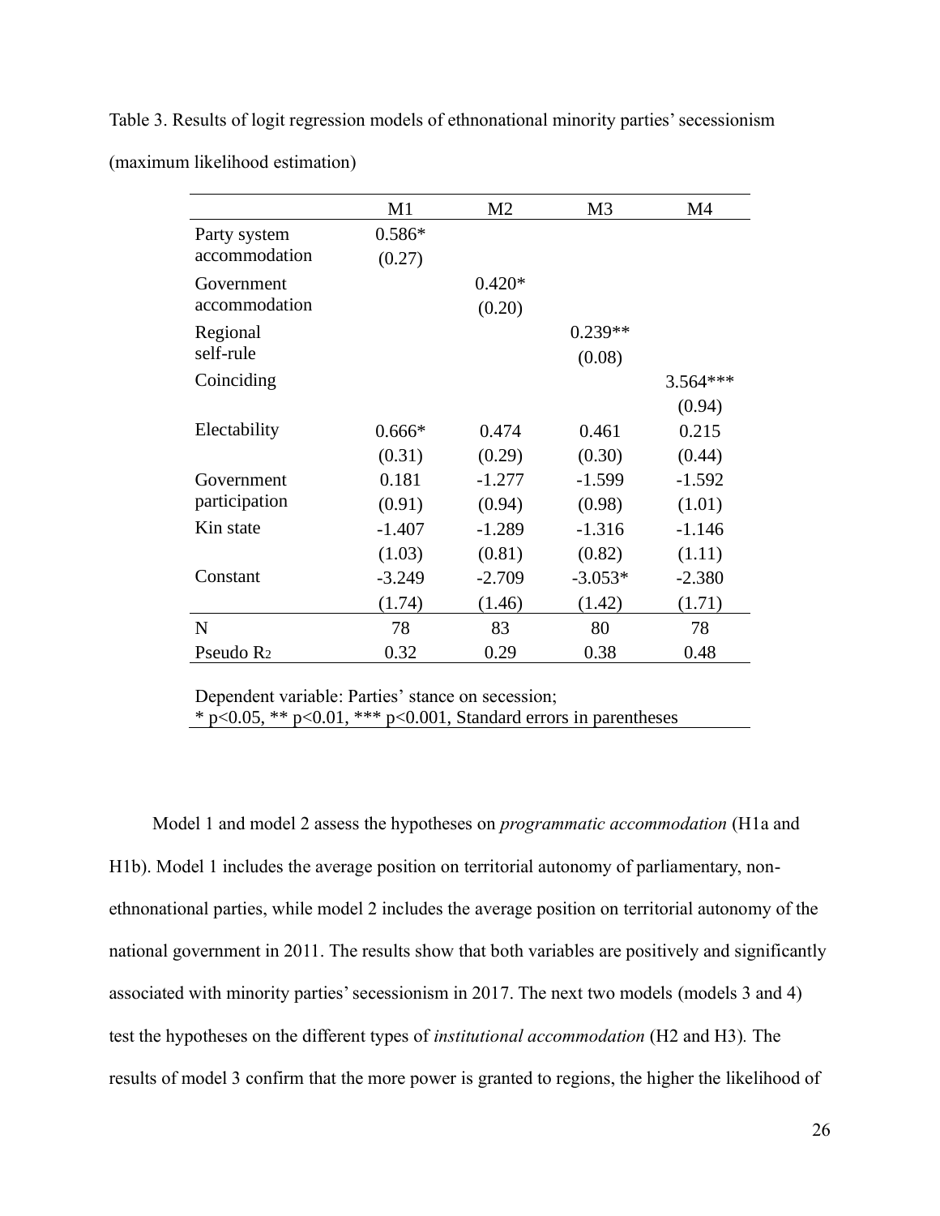Table 3. Results of logit regression models of ethnonational minority parties' secessionism (maximum likelihood estimation)

| | M1 | M2 | M3 | M4 |
|---|---|---|---|---|
| Party system accommodation | 0.586* | | | |
| | (0.27) | | | |
| Government accommodation | | 0.420* | | |
| | | (0.20) | | |
| Regional self-rule | | | 0.239** | |
| | | | (0.08) | |
| Coinciding | | | | 3.564*** |
| | | | | (0.94) |
| Electability | 0.666* | 0.474 | 0.461 | 0.215 |
| | (0.31) | (0.29) | (0.30) | (0.44) |
| Government participation | 0.181 | -1.277 | -1.599 | -1.592 |
| | (0.91) | (0.94) | (0.98) | (1.01) |
| Kin state | -1.407 | -1.289 | -1.316 | -1.146 |
| | (1.03) | (0.81) | (0.82) | (1.11) |
| Constant | -3.249 | -2.709 | -3.053* | -2.380 |
| | (1.74) | (1.46) | (1.42) | (1.71) |
| N | 78 | 83 | 80 | 78 |
| Pseudo $R^2$ | 0.32 | 0.29 | 0.38 | 0.48 |

Dependent variable: Parties' stance on secession;
* $p<0.05$, ** $p<0.01$, *** $p<0.001$, Standard errors in parentheses

Model 1 and model 2 assess the hypotheses on *programmatic accommodation* (H1a and H1b). Model 1 includes the average position on territorial autonomy of parliamentary, non-ethnonational parties, while model 2 includes the average position on territorial autonomy of the national government in 2011. The results show that both variables are positively and significantly associated with minority parties' secessionism in 2017. The next two models (models 3 and 4) test the hypotheses on the different types of *institutional accommodation* (H2 and H3). The results of model 3 confirm that the more power is granted to regions, the higher the likelihood of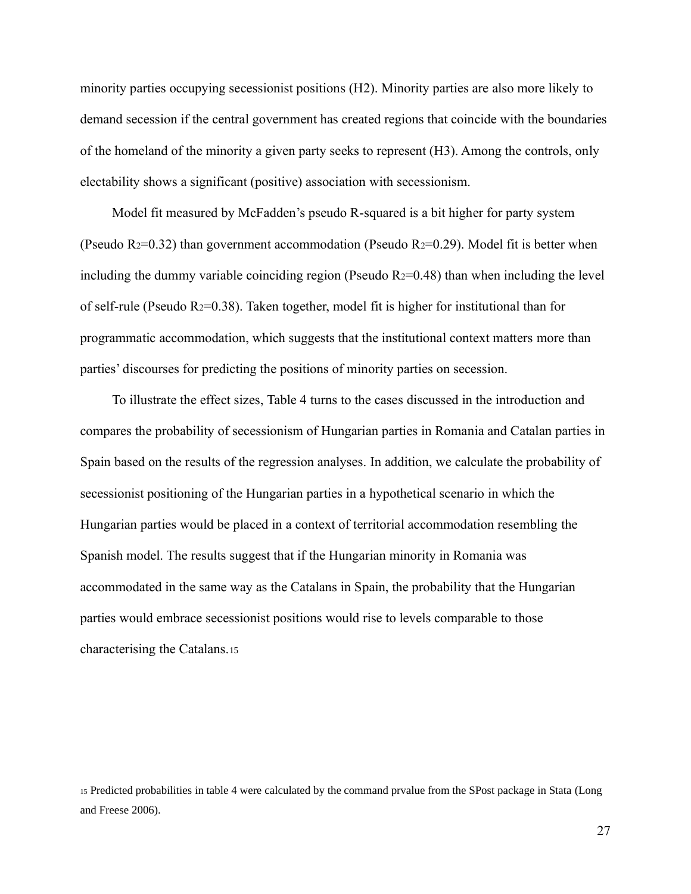minority parties occupying secessionist positions (H2). Minority parties are also more likely to demand secession if the central government has created regions that coincide with the boundaries of the homeland of the minority a given party seeks to represent (H3). Among the controls, only electability shows a significant (positive) association with secessionism.

Model fit measured by McFadden's pseudo R-squared is a bit higher for party system (Pseudo $R^2$=0.32) than government accommodation (Pseudo $R^2$=0.29). Model fit is better when including the dummy variable coinciding region (Pseudo $R^2$=0.48) than when including the level of self-rule (Pseudo $R^2$=0.38). Taken together, model fit is higher for institutional than for programmatic accommodation, which suggests that the institutional context matters more than parties' discourses for predicting the positions of minority parties on secession.

To illustrate the effect sizes, Table 4 turns to the cases discussed in the introduction and compares the probability of secessionism of Hungarian parties in Romania and Catalan parties in Spain based on the results of the regression analyses. In addition, we calculate the probability of secessionist positioning of the Hungarian parties in a hypothetical scenario in which the Hungarian parties would be placed in a context of territorial accommodation resembling the Spanish model. The results suggest that if the Hungarian minority in Romania was accommodated in the same way as the Catalans in Spain, the probability that the Hungarian parties would embrace secessionist positions would rise to levels comparable to those characterising the Catalans.[15]

[15] Predicted probabilities in table 4 were calculated by the command prvalue from the SPost package in Stata (Long and Freese 2006).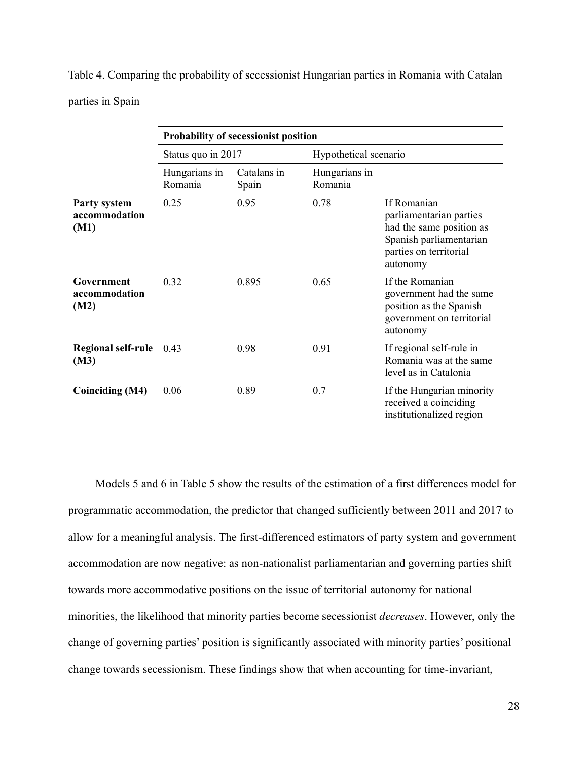Table 4. Comparing the probability of secessionist Hungarian parties in Romania with Catalan parties in Spain

| | **Probability of secessionist position** | | | |
|---|---|---|---|---|
| | Status quo in 2017 | | Hypothetical scenario | |
| | Hungarians in Romania | Catalans in Spain | Hungarians in Romania | |
| **Party system accommodation (M1)** | 0.25 | 0.95 | 0.78 | If Romanian parliamentarian parties had the same position as Spanish parliamentarian parties on territorial autonomy |
| **Government accommodation (M2)** | 0.32 | 0.895 | 0.65 | If the Romanian government had the same position as the Spanish government on territorial autonomy |
| **Regional self-rule (M3)** | 0.43 | 0.98 | 0.91 | If regional self-rule in Romania was at the same level as in Catalonia |
| **Coinciding (M4)** | 0.06 | 0.89 | 0.7 | If the Hungarian minority received a coinciding institutionalized region |

Models 5 and 6 in Table 5 show the results of the estimation of a first differences model for programmatic accommodation, the predictor that changed sufficiently between 2011 and 2017 to allow for a meaningful analysis. The first-differenced estimators of party system and government accommodation are now negative: as non-nationalist parliamentarian and governing parties shift towards more accommodative positions on the issue of territorial autonomy for national minorities, the likelihood that minority parties become secessionist *decreases*. However, only the change of governing parties' position is significantly associated with minority parties' positional change towards secessionism. These findings show that when accounting for time-invariant,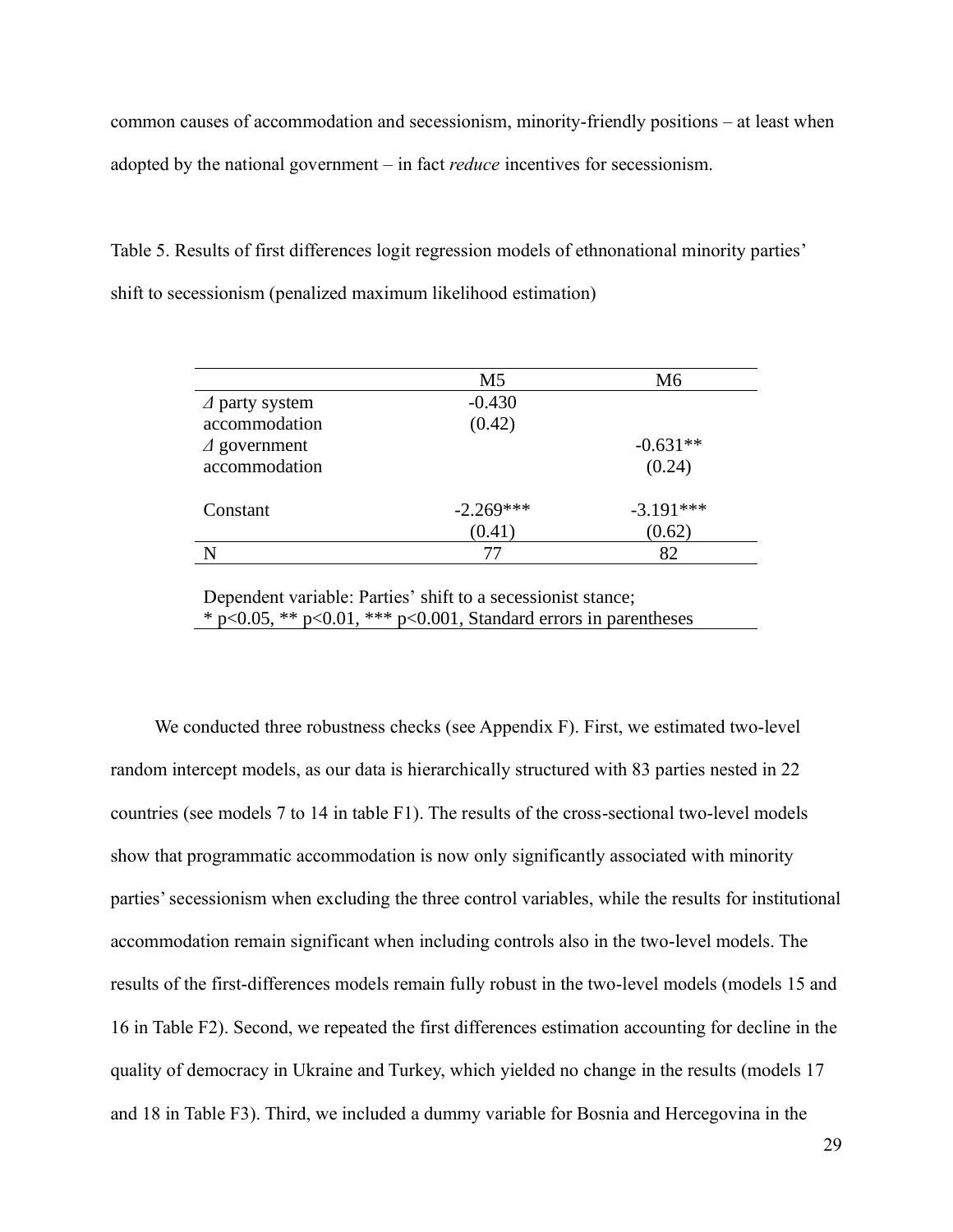common causes of accommodation and secessionism, minority-friendly positions – at least when adopted by the national government – in fact *reduce* incentives for secessionism.

Table 5. Results of first differences logit regression models of ethnonational minority parties' shift to secessionism (penalized maximum likelihood estimation)

| | M5 | M6 |
|---|---|---|
| *Δ* party system accommodation | -0.430 | |
| | (0.42) | |
| *Δ* government accommodation | | -0.631** |
| | | (0.24) |
| Constant | -2.269*** | -3.191*** |
| | (0.41) | (0.62) |
| N | 77 | 82 |

Dependent variable: Parties' shift to a secessionist stance;
\* $p<0.05$, ** $p<0.01$, *** $p<0.001$, Standard errors in parentheses

We conducted three robustness checks (see Appendix F). First, we estimated two-level random intercept models, as our data is hierarchically structured with 83 parties nested in 22 countries (see models 7 to 14 in table F1). The results of the cross-sectional two-level models show that programmatic accommodation is now only significantly associated with minority parties' secessionism when excluding the three control variables, while the results for institutional accommodation remain significant when including controls also in the two-level models. The results of the first-differences models remain fully robust in the two-level models (models 15 and 16 in Table F2). Second, we repeated the first differences estimation accounting for decline in the quality of democracy in Ukraine and Turkey, which yielded no change in the results (models 17 and 18 in Table F3). Third, we included a dummy variable for Bosnia and Hercegovina in the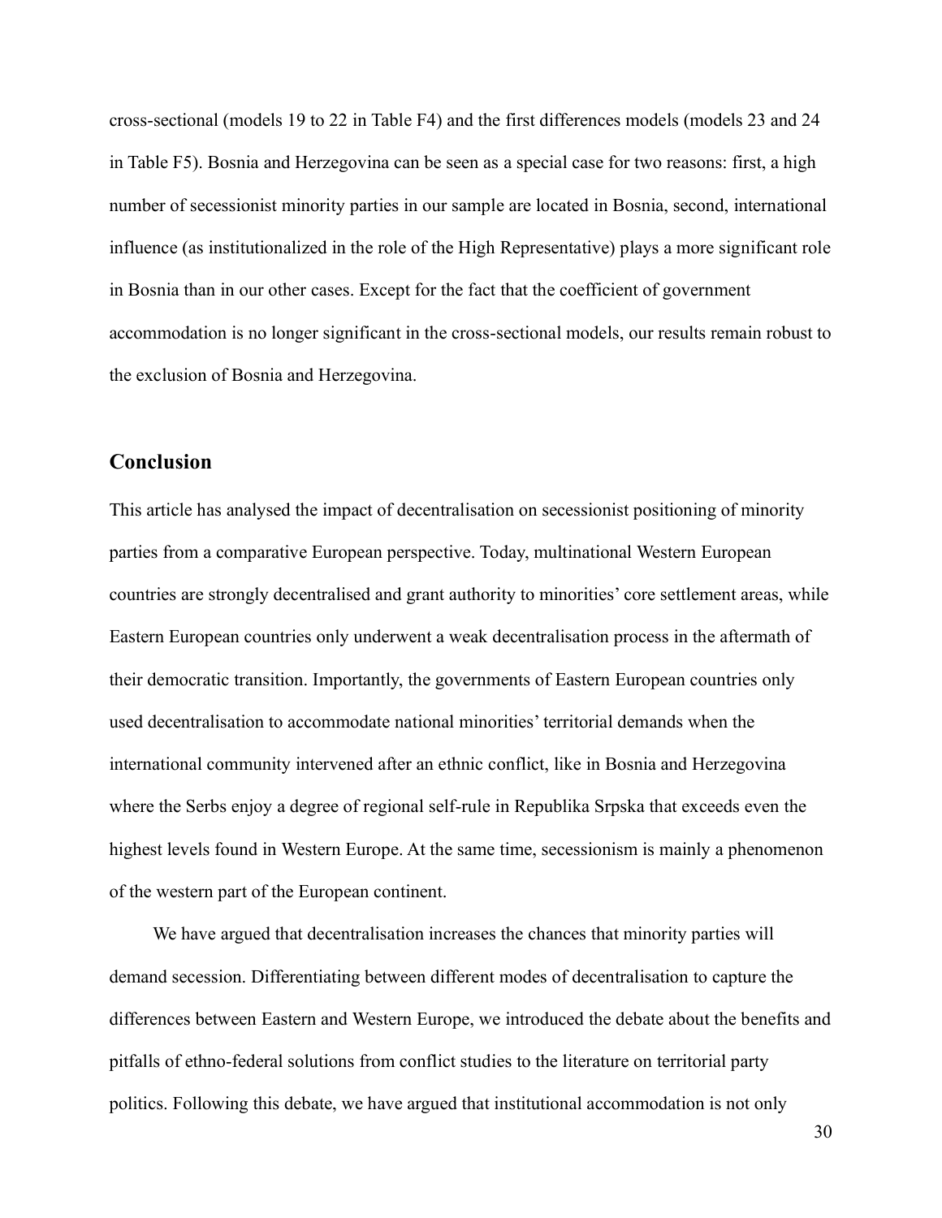cross-sectional (models 19 to 22 in Table F4) and the first differences models (models 23 and 24 in Table F5). Bosnia and Herzegovina can be seen as a special case for two reasons: first, a high number of secessionist minority parties in our sample are located in Bosnia, second, international influence (as institutionalized in the role of the High Representative) plays a more significant role in Bosnia than in our other cases. Except for the fact that the coefficient of government accommodation is no longer significant in the cross-sectional models, our results remain robust to the exclusion of Bosnia and Herzegovina.

## Conclusion

This article has analysed the impact of decentralisation on secessionist positioning of minority parties from a comparative European perspective. Today, multinational Western European countries are strongly decentralised and grant authority to minorities' core settlement areas, while Eastern European countries only underwent a weak decentralisation process in the aftermath of their democratic transition. Importantly, the governments of Eastern European countries only used decentralisation to accommodate national minorities' territorial demands when the international community intervened after an ethnic conflict, like in Bosnia and Herzegovina where the Serbs enjoy a degree of regional self-rule in Republika Srpska that exceeds even the highest levels found in Western Europe. At the same time, secessionism is mainly a phenomenon of the western part of the European continent.

We have argued that decentralisation increases the chances that minority parties will demand secession. Differentiating between different modes of decentralisation to capture the differences between Eastern and Western Europe, we introduced the debate about the benefits and pitfalls of ethno-federal solutions from conflict studies to the literature on territorial party politics. Following this debate, we have argued that institutional accommodation is not only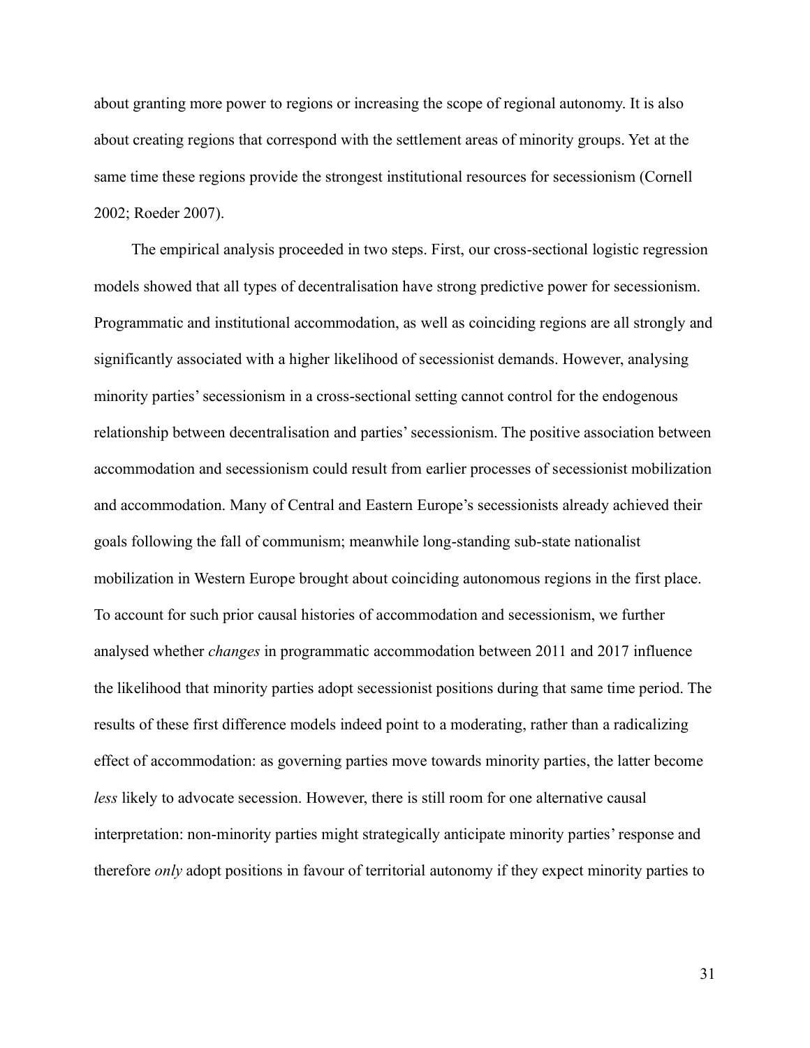about granting more power to regions or increasing the scope of regional autonomy. It is also about creating regions that correspond with the settlement areas of minority groups. Yet at the same time these regions provide the strongest institutional resources for secessionism (Cornell 2002; Roeder 2007).

The empirical analysis proceeded in two steps. First, our cross-sectional logistic regression models showed that all types of decentralisation have strong predictive power for secessionism. Programmatic and institutional accommodation, as well as coinciding regions are all strongly and significantly associated with a higher likelihood of secessionist demands. However, analysing minority parties' secessionism in a cross-sectional setting cannot control for the endogenous relationship between decentralisation and parties' secessionism. The positive association between accommodation and secessionism could result from earlier processes of secessionist mobilization and accommodation. Many of Central and Eastern Europe's secessionists already achieved their goals following the fall of communism; meanwhile long-standing sub-state nationalist mobilization in Western Europe brought about coinciding autonomous regions in the first place. To account for such prior causal histories of accommodation and secessionism, we further analysed whether *changes* in programmatic accommodation between 2011 and 2017 influence the likelihood that minority parties adopt secessionist positions during that same time period. The results of these first difference models indeed point to a moderating, rather than a radicalizing effect of accommodation: as governing parties move towards minority parties, the latter become *less* likely to advocate secession. However, there is still room for one alternative causal interpretation: non-minority parties might strategically anticipate minority parties' response and therefore *only* adopt positions in favour of territorial autonomy if they expect minority parties to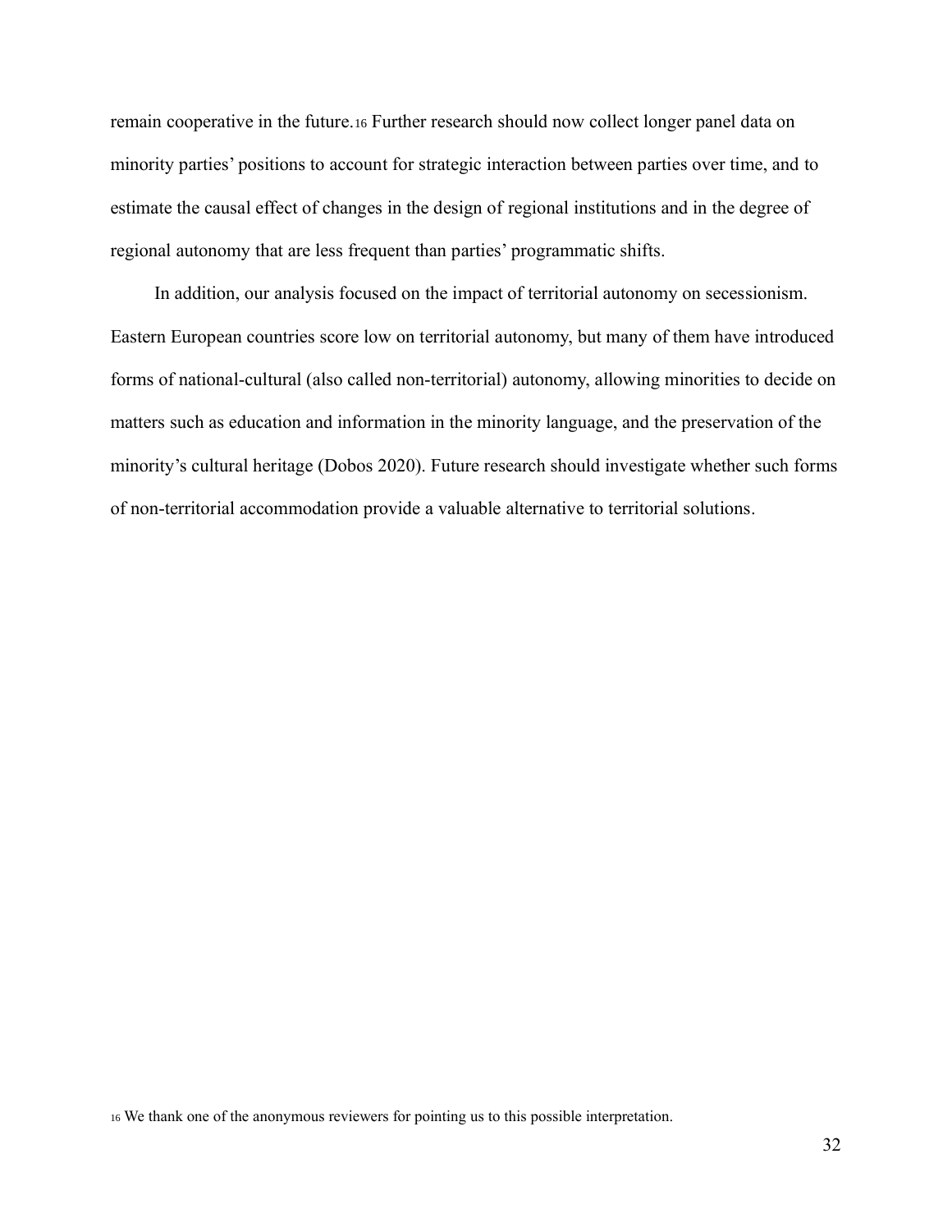remain cooperative in the future.[16] Further research should now collect longer panel data on minority parties' positions to account for strategic interaction between parties over time, and to estimate the causal effect of changes in the design of regional institutions and in the degree of regional autonomy that are less frequent than parties' programmatic shifts.

In addition, our analysis focused on the impact of territorial autonomy on secessionism. Eastern European countries score low on territorial autonomy, but many of them have introduced forms of national-cultural (also called non-territorial) autonomy, allowing minorities to decide on matters such as education and information in the minority language, and the preservation of the minority's cultural heritage (Dobos 2020). Future research should investigate whether such forms of non-territorial accommodation provide a valuable alternative to territorial solutions.

[16] We thank one of the anonymous reviewers for pointing us to this possible interpretation.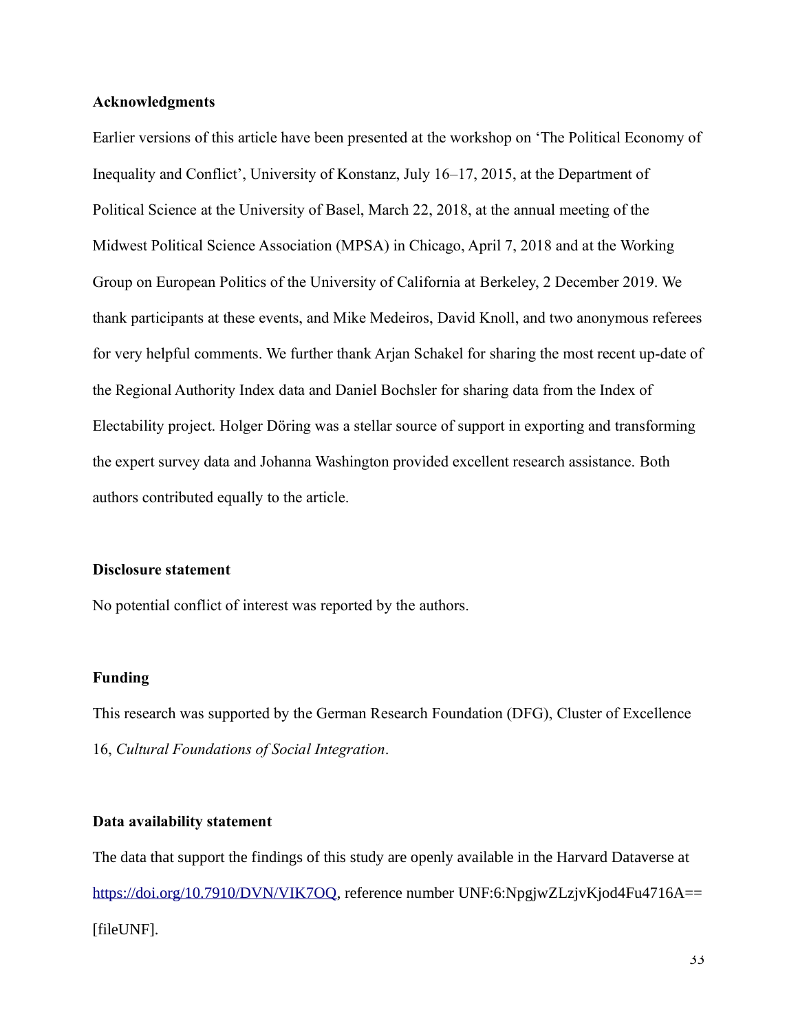## Acknowledgments

Earlier versions of this article have been presented at the workshop on 'The Political Economy of Inequality and Conflict', University of Konstanz, July 16–17, 2015, at the Department of Political Science at the University of Basel, March 22, 2018, at the annual meeting of the Midwest Political Science Association (MPSA) in Chicago, April 7, 2018 and at the Working Group on European Politics of the University of California at Berkeley, 2 December 2019. We thank participants at these events, and Mike Medeiros, David Knoll, and two anonymous referees for very helpful comments. We further thank Arjan Schakel for sharing the most recent up-date of the Regional Authority Index data and Daniel Bochsler for sharing data from the Index of Electability project. Holger Döring was a stellar source of support in exporting and transforming the expert survey data and Johanna Washington provided excellent research assistance. Both authors contributed equally to the article.

## Disclosure statement

No potential conflict of interest was reported by the authors.

## Funding

This research was supported by the German Research Foundation (DFG), Cluster of Excellence 16, *Cultural Foundations of Social Integration*.

## Data availability statement

The data that support the findings of this study are openly available in the Harvard Dataverse at https://doi.org/10.7910/DVN/VIK7OQ, reference number UNF:6:NpgjwZLzjvKjod4Fu4716A== [fileUNF].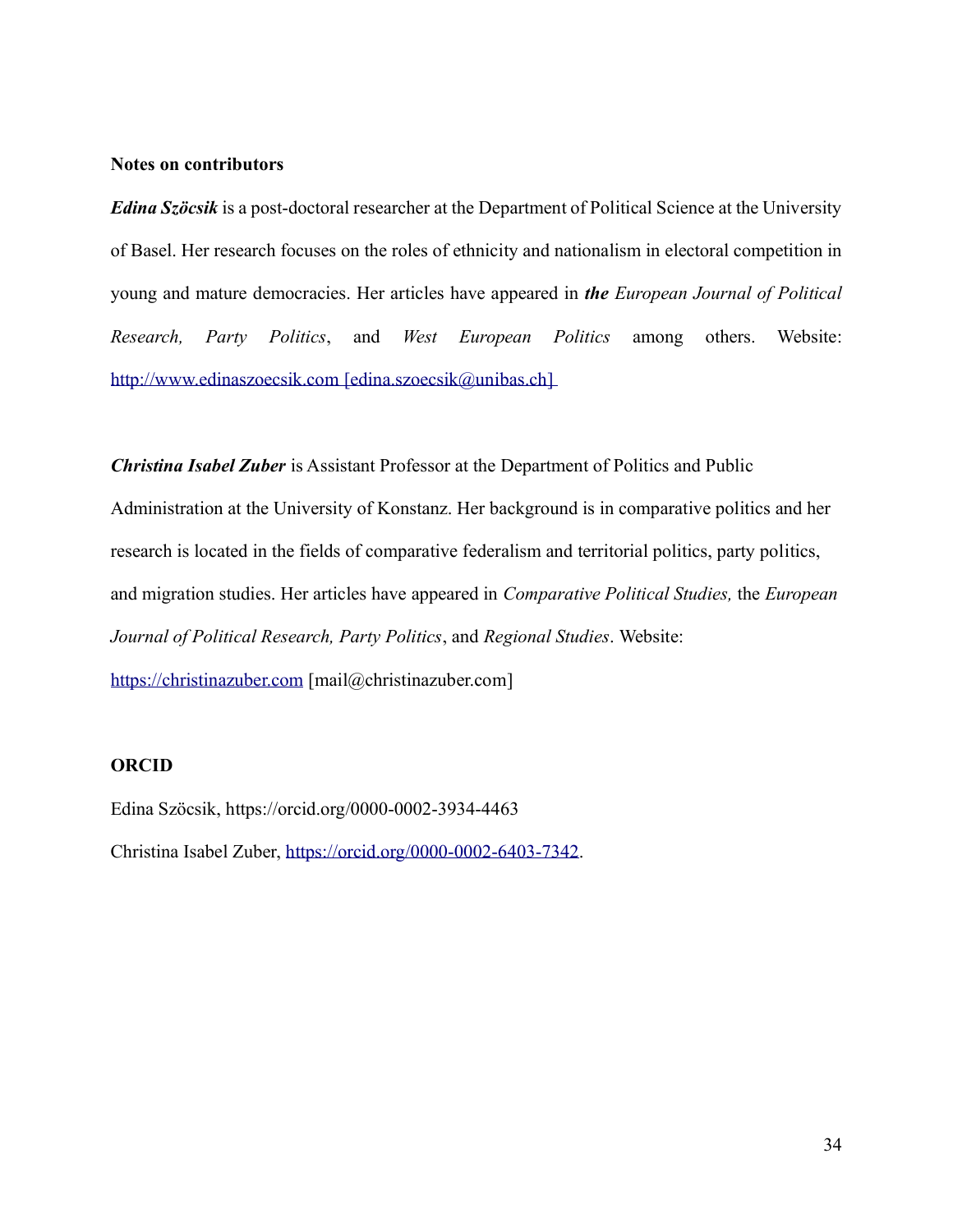**Notes on contributors**

***Edina Szöcsik*** is a post-doctoral researcher at the Department of Political Science at the University of Basel. Her research focuses on the roles of ethnicity and nationalism in electoral competition in young and mature democracies. Her articles have appeared in ***the*** *European Journal of Political Research, Party Politics*, and *West European Politics* among others. Website: http://www.edinaszoecsik.com [edina.szoecsik@unibas.ch]

***Christina Isabel Zuber*** is Assistant Professor at the Department of Politics and Public Administration at the University of Konstanz. Her background is in comparative politics and her research is located in the fields of comparative federalism and territorial politics, party politics, and migration studies. Her articles have appeared in *Comparative Political Studies,* the *European Journal of Political Research, Party Politics*, and *Regional Studies*. Website: https://christinazuber.com [mail@christinazuber.com]

**ORCID**

Edina Szöcsik, https://orcid.org/0000-0002-3934-4463

Christina Isabel Zuber, https://orcid.org/0000-0002-6403-7342.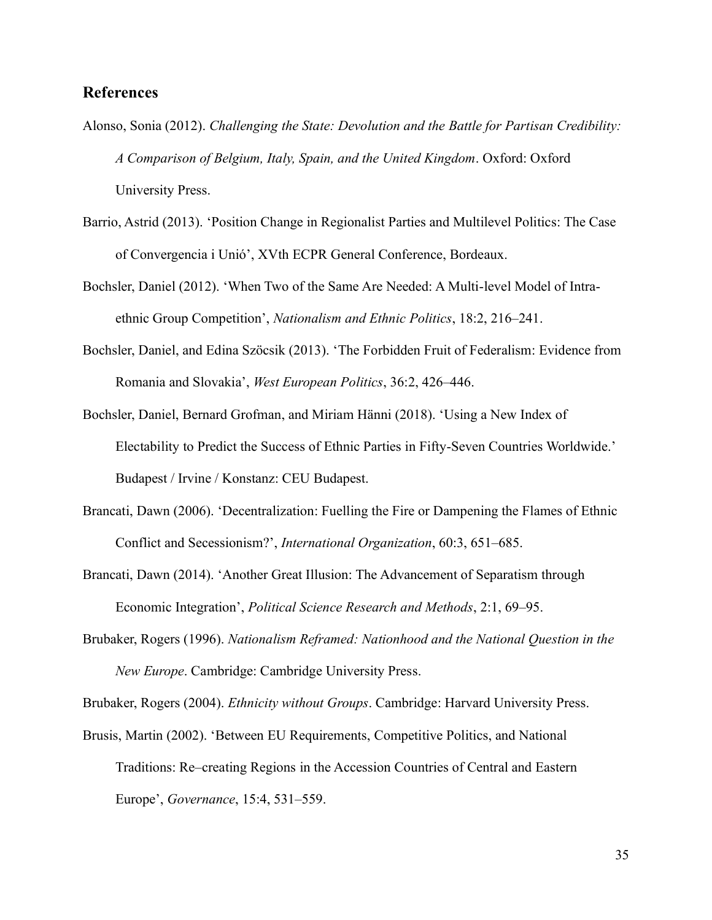## References

Alonso, Sonia (2012). *Challenging the State: Devolution and the Battle for Partisan Credibility: A Comparison of Belgium, Italy, Spain, and the United Kingdom*. Oxford: Oxford University Press.

Barrio, Astrid (2013). 'Position Change in Regionalist Parties and Multilevel Politics: The Case of Convergencia i Unió', XVth ECPR General Conference, Bordeaux.

Bochsler, Daniel (2012). 'When Two of the Same Are Needed: A Multi-level Model of Intra-ethnic Group Competition', *Nationalism and Ethnic Politics*, 18:2, 216–241.

Bochsler, Daniel, and Edina Szöcsik (2013). 'The Forbidden Fruit of Federalism: Evidence from Romania and Slovakia', *West European Politics*, 36:2, 426–446.

Bochsler, Daniel, Bernard Grofman, and Miriam Hänni (2018). 'Using a New Index of Electability to Predict the Success of Ethnic Parties in Fifty-Seven Countries Worldwide.' Budapest / Irvine / Konstanz: CEU Budapest.

Brancati, Dawn (2006). 'Decentralization: Fuelling the Fire or Dampening the Flames of Ethnic Conflict and Secessionism?', *International Organization*, 60:3, 651–685.

Brancati, Dawn (2014). 'Another Great Illusion: The Advancement of Separatism through Economic Integration', *Political Science Research and Methods*, 2:1, 69–95.

Brubaker, Rogers (1996). *Nationalism Reframed: Nationhood and the National Question in the New Europe*. Cambridge: Cambridge University Press.

Brubaker, Rogers (2004). *Ethnicity without Groups*. Cambridge: Harvard University Press.

Brusis, Martin (2002). 'Between EU Requirements, Competitive Politics, and National Traditions: Re–creating Regions in the Accession Countries of Central and Eastern Europe', *Governance*, 15:4, 531–559.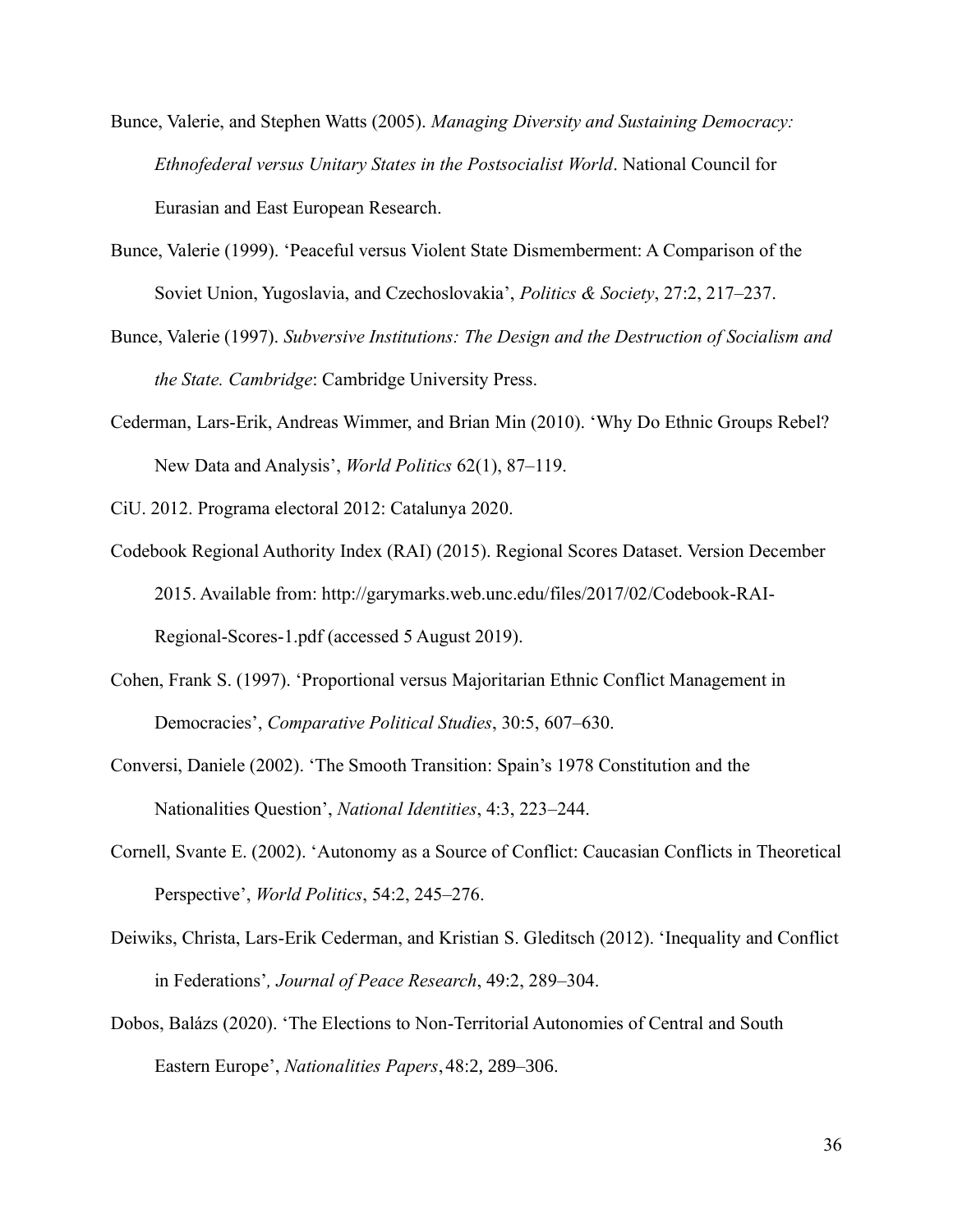Bunce, Valerie, and Stephen Watts (2005). *Managing Diversity and Sustaining Democracy: Ethnofederal versus Unitary States in the Postsocialist World*. National Council for Eurasian and East European Research.

Bunce, Valerie (1999). 'Peaceful versus Violent State Dismemberment: A Comparison of the Soviet Union, Yugoslavia, and Czechoslovakia', *Politics & Society*, 27:2, 217–237.

Bunce, Valerie (1997). *Subversive Institutions: The Design and the Destruction of Socialism and the State. Cambridge*: Cambridge University Press.

Cederman, Lars-Erik, Andreas Wimmer, and Brian Min (2010). 'Why Do Ethnic Groups Rebel? New Data and Analysis', *World Politics* 62(1), 87–119.

CiU. 2012. Programa electoral 2012: Catalunya 2020.

Codebook Regional Authority Index (RAI) (2015). Regional Scores Dataset. Version December 2015. Available from: http://garymarks.web.unc.edu/files/2017/02/Codebook-RAI-Regional-Scores-1.pdf (accessed 5 August 2019).

Cohen, Frank S. (1997). 'Proportional versus Majoritarian Ethnic Conflict Management in Democracies', *Comparative Political Studies*, 30:5, 607–630.

Conversi, Daniele (2002). 'The Smooth Transition: Spain's 1978 Constitution and the Nationalities Question', *National Identities*, 4:3, 223–244.

Cornell, Svante E. (2002). 'Autonomy as a Source of Conflict: Caucasian Conflicts in Theoretical Perspective', *World Politics*, 54:2, 245–276.

Deiwiks, Christa, Lars-Erik Cederman, and Kristian S. Gleditsch (2012). 'Inequality and Conflict in Federations', *Journal of Peace Research*, 49:2, 289–304.

Dobos, Balázs (2020). 'The Elections to Non-Territorial Autonomies of Central and South Eastern Europe', *Nationalities Papers*, 48:2, 289–306.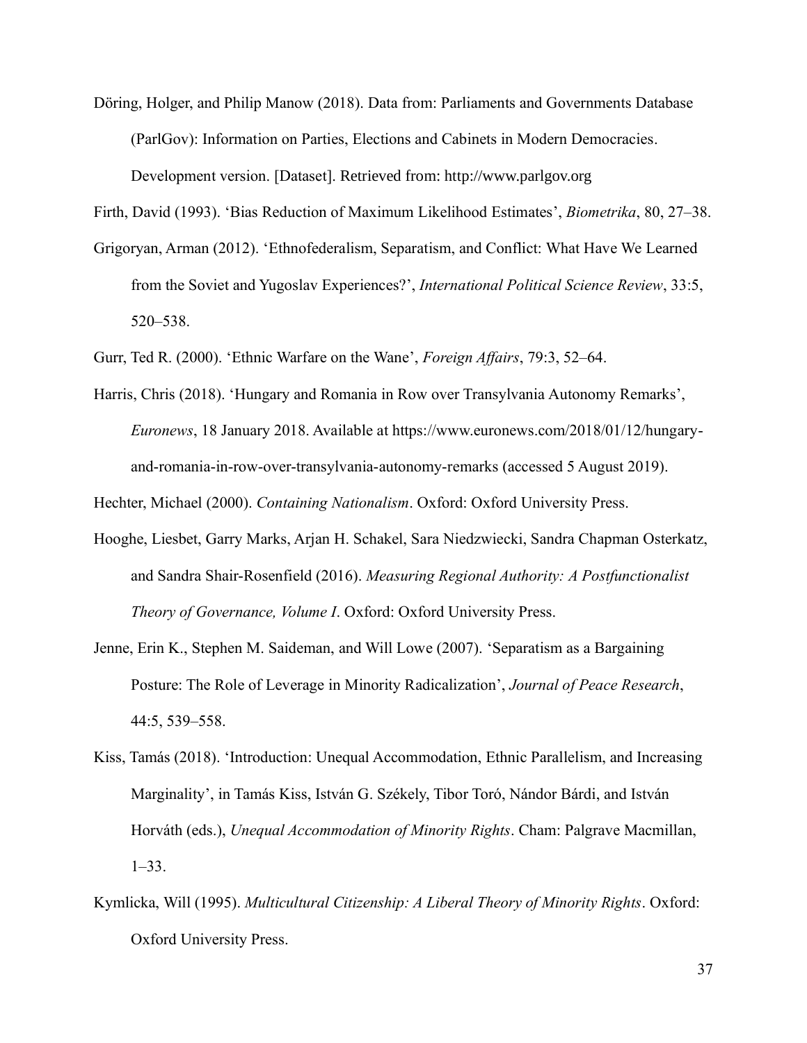Döring, Holger, and Philip Manow (2018). Data from: Parliaments and Governments Database (ParlGov): Information on Parties, Elections and Cabinets in Modern Democracies. Development version. [Dataset]. Retrieved from: http://www.parlgov.org

Firth, David (1993). 'Bias Reduction of Maximum Likelihood Estimates', *Biometrika*, 80, 27–38.

Grigoryan, Arman (2012). 'Ethnofederalism, Separatism, and Conflict: What Have We Learned from the Soviet and Yugoslav Experiences?', *International Political Science Review*, 33:5, 520–538.

Gurr, Ted R. (2000). 'Ethnic Warfare on the Wane', *Foreign Affairs*, 79:3, 52–64.

Harris, Chris (2018). 'Hungary and Romania in Row over Transylvania Autonomy Remarks', *Euronews*, 18 January 2018. Available at https://www.euronews.com/2018/01/12/hungary-and-romania-in-row-over-transylvania-autonomy-remarks (accessed 5 August 2019).

Hechter, Michael (2000). *Containing Nationalism*. Oxford: Oxford University Press.

Hooghe, Liesbet, Garry Marks, Arjan H. Schakel, Sara Niedzwiecki, Sandra Chapman Osterkatz, and Sandra Shair-Rosenfield (2016). *Measuring Regional Authority: A Postfunctionalist Theory of Governance, Volume I*. Oxford: Oxford University Press.

Jenne, Erin K., Stephen M. Saideman, and Will Lowe (2007). 'Separatism as a Bargaining Posture: The Role of Leverage in Minority Radicalization', *Journal of Peace Research*, 44:5, 539–558.

Kiss, Tamás (2018). 'Introduction: Unequal Accommodation, Ethnic Parallelism, and Increasing Marginality', in Tamás Kiss, István G. Székely, Tibor Toró, Nándor Bárdi, and István Horváth (eds.), *Unequal Accommodation of Minority Rights*. Cham: Palgrave Macmillan, 1–33.

Kymlicka, Will (1995). *Multicultural Citizenship: A Liberal Theory of Minority Rights*. Oxford: Oxford University Press.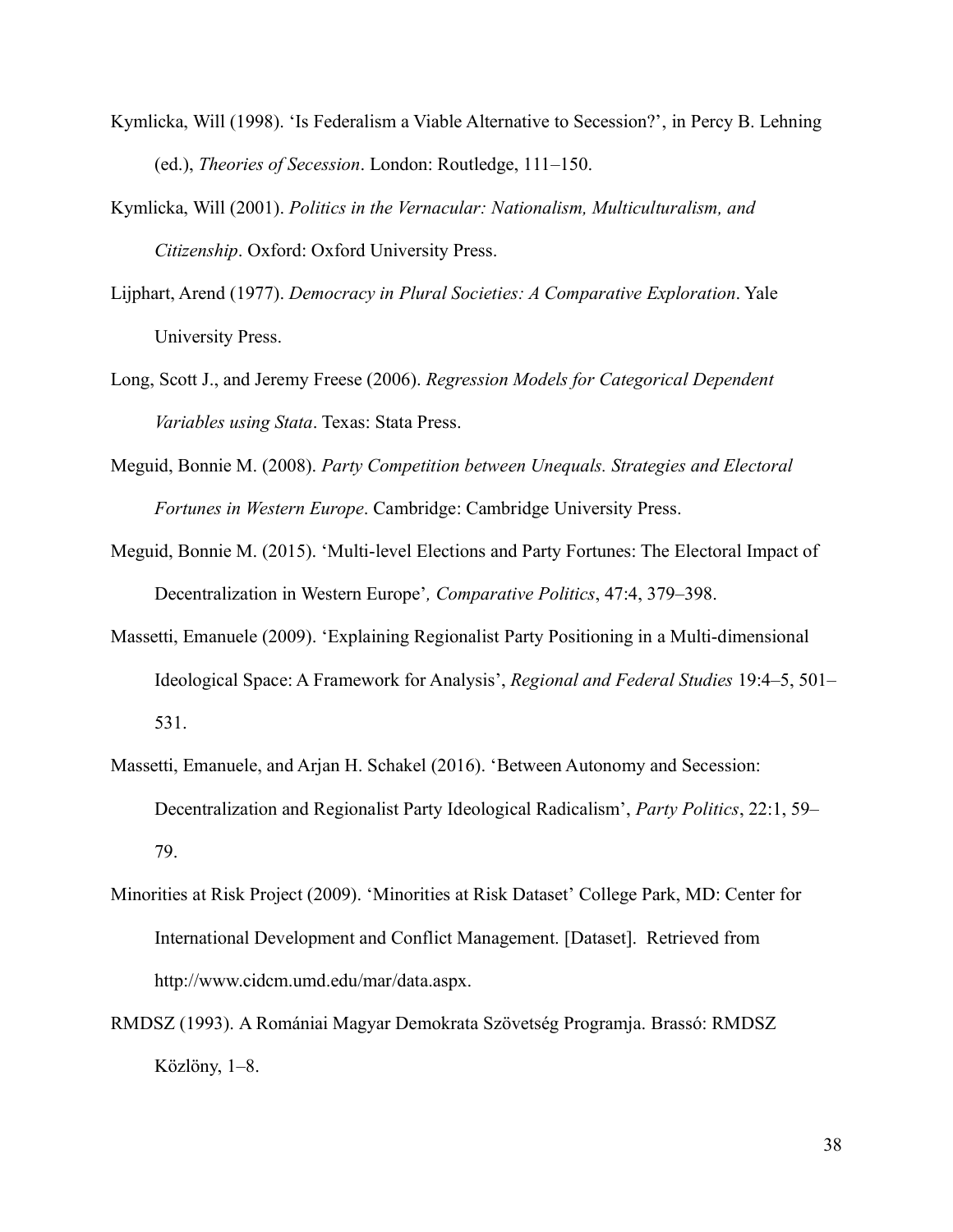Kymlicka, Will (1998). 'Is Federalism a Viable Alternative to Secession?', in Percy B. Lehning (ed.), *Theories of Secession*. London: Routledge, 111–150.

Kymlicka, Will (2001). *Politics in the Vernacular: Nationalism, Multiculturalism, and Citizenship*. Oxford: Oxford University Press.

Lijphart, Arend (1977). *Democracy in Plural Societies: A Comparative Exploration*. Yale University Press.

Long, Scott J., and Jeremy Freese (2006). *Regression Models for Categorical Dependent Variables using Stata*. Texas: Stata Press.

Meguid, Bonnie M. (2008). *Party Competition between Unequals. Strategies and Electoral Fortunes in Western Europe*. Cambridge: Cambridge University Press.

Meguid, Bonnie M. (2015). 'Multi-level Elections and Party Fortunes: The Electoral Impact of Decentralization in Western Europe'*, Comparative Politics*, 47:4, 379–398.

Massetti, Emanuele (2009). 'Explaining Regionalist Party Positioning in a Multi-dimensional Ideological Space: A Framework for Analysis', *Regional and Federal Studies* 19:4–5, 501–531.

Massetti, Emanuele, and Arjan H. Schakel (2016). 'Between Autonomy and Secession: Decentralization and Regionalist Party Ideological Radicalism', *Party Politics*, 22:1, 59–79.

Minorities at Risk Project (2009). 'Minorities at Risk Dataset' College Park, MD: Center for International Development and Conflict Management. [Dataset]. Retrieved from http://www.cidcm.umd.edu/mar/data.aspx.

RMDSZ (1993). A Romániai Magyar Demokrata Szövetség Programja. Brassó: RMDSZ Közlöny, 1–8.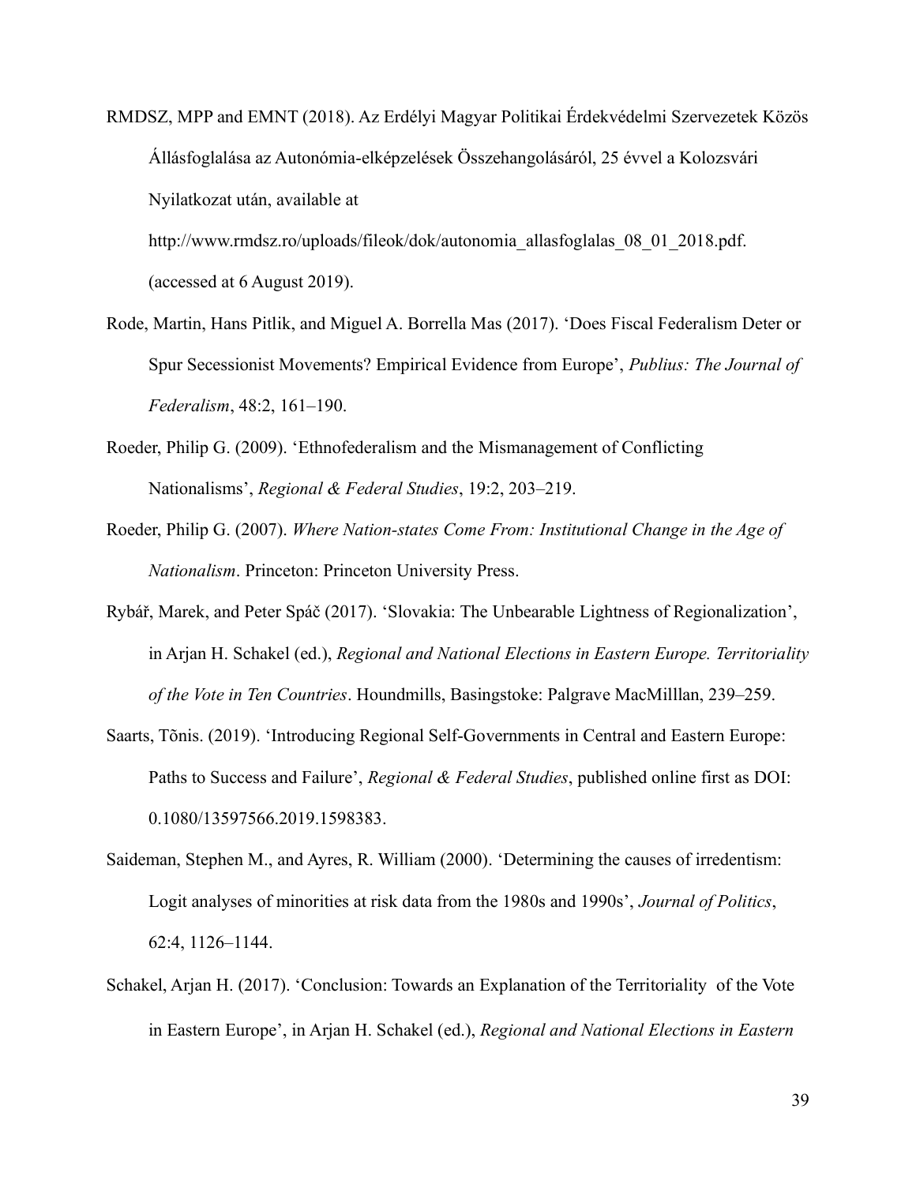RMDSZ, MPP and EMNT (2018). Az Erdélyi Magyar Politikai Érdekvédelmi Szervezetek Közös Állásfoglalása az Autonómia-elképzelések Összehangolásáról, 25 évvel a Kolozsvári Nyilatkozat után, available at http://www.rmdsz.ro/uploads/fileok/dok/autonomia_allasfoglalas_08_01_2018.pdf. (accessed at 6 August 2019).

Rode, Martin, Hans Pitlik, and Miguel A. Borrella Mas (2017). 'Does Fiscal Federalism Deter or Spur Secessionist Movements? Empirical Evidence from Europe', *Publius: The Journal of Federalism*, 48:2, 161–190.

Roeder, Philip G. (2009). 'Ethnofederalism and the Mismanagement of Conflicting Nationalisms', *Regional & Federal Studies*, 19:2, 203–219.

Roeder, Philip G. (2007). *Where Nation-states Come From: Institutional Change in the Age of Nationalism*. Princeton: Princeton University Press.

Rybář, Marek, and Peter Spáč (2017). 'Slovakia: The Unbearable Lightness of Regionalization', in Arjan H. Schakel (ed.), *Regional and National Elections in Eastern Europe. Territoriality of the Vote in Ten Countries*. Houndmills, Basingstoke: Palgrave MacMilllan, 239–259.

Saarts, Tõnis. (2019). 'Introducing Regional Self-Governments in Central and Eastern Europe: Paths to Success and Failure', *Regional & Federal Studies*, published online first as DOI: 0.1080/13597566.2019.1598383.

Saideman, Stephen M., and Ayres, R. William (2000). 'Determining the causes of irredentism: Logit analyses of minorities at risk data from the 1980s and 1990s', *Journal of Politics*, 62:4, 1126–1144.

Schakel, Arjan H. (2017). 'Conclusion: Towards an Explanation of the Territoriality of the Vote in Eastern Europe', in Arjan H. Schakel (ed.), *Regional and National Elections in Eastern*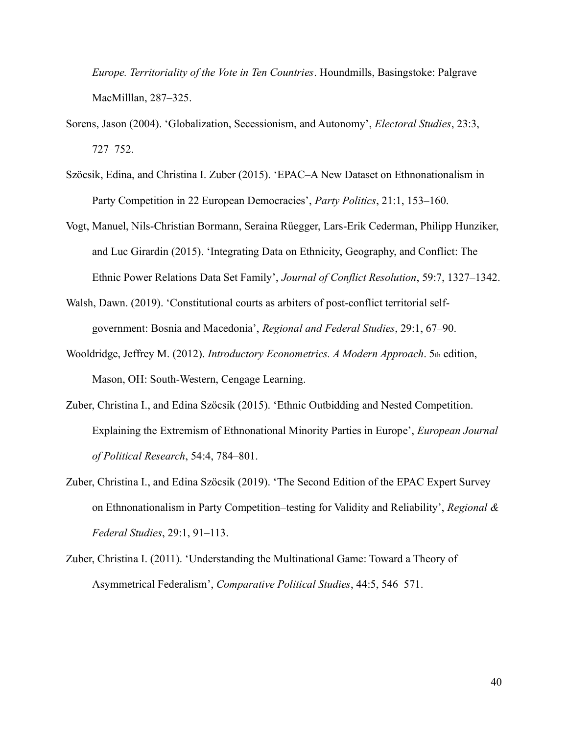*Europe. Territoriality of the Vote in Ten Countries*. Houndmills, Basingstoke: Palgrave MacMilllan, 287–325.

Sorens, Jason (2004). 'Globalization, Secessionism, and Autonomy', *Electoral Studies*, 23:3, 727–752.

Szöcsik, Edina, and Christina I. Zuber (2015). 'EPAC–A New Dataset on Ethnonationalism in Party Competition in 22 European Democracies', *Party Politics*, 21:1, 153–160.

Vogt, Manuel, Nils-Christian Bormann, Seraina Rüegger, Lars-Erik Cederman, Philipp Hunziker, and Luc Girardin (2015). 'Integrating Data on Ethnicity, Geography, and Conflict: The Ethnic Power Relations Data Set Family', *Journal of Conflict Resolution*, 59:7, 1327–1342.

Walsh, Dawn. (2019). 'Constitutional courts as arbiters of post-conflict territorial self-government: Bosnia and Macedonia', *Regional and Federal Studies*, 29:1, 67–90.

Wooldridge, Jeffrey M. (2012). *Introductory Econometrics. A Modern Approach*. 5th edition, Mason, OH: South-Western, Cengage Learning.

Zuber, Christina I., and Edina Szöcsik (2015). 'Ethnic Outbidding and Nested Competition. Explaining the Extremism of Ethnonational Minority Parties in Europe', *European Journal of Political Research*, 54:4, 784–801.

Zuber, Christina I., and Edina Szöcsik (2019). 'The Second Edition of the EPAC Expert Survey on Ethnonationalism in Party Competition–testing for Validity and Reliability', *Regional & Federal Studies*, 29:1, 91–113.

Zuber, Christina I. (2011). 'Understanding the Multinational Game: Toward a Theory of Asymmetrical Federalism', *Comparative Political Studies*, 44:5, 546–571.